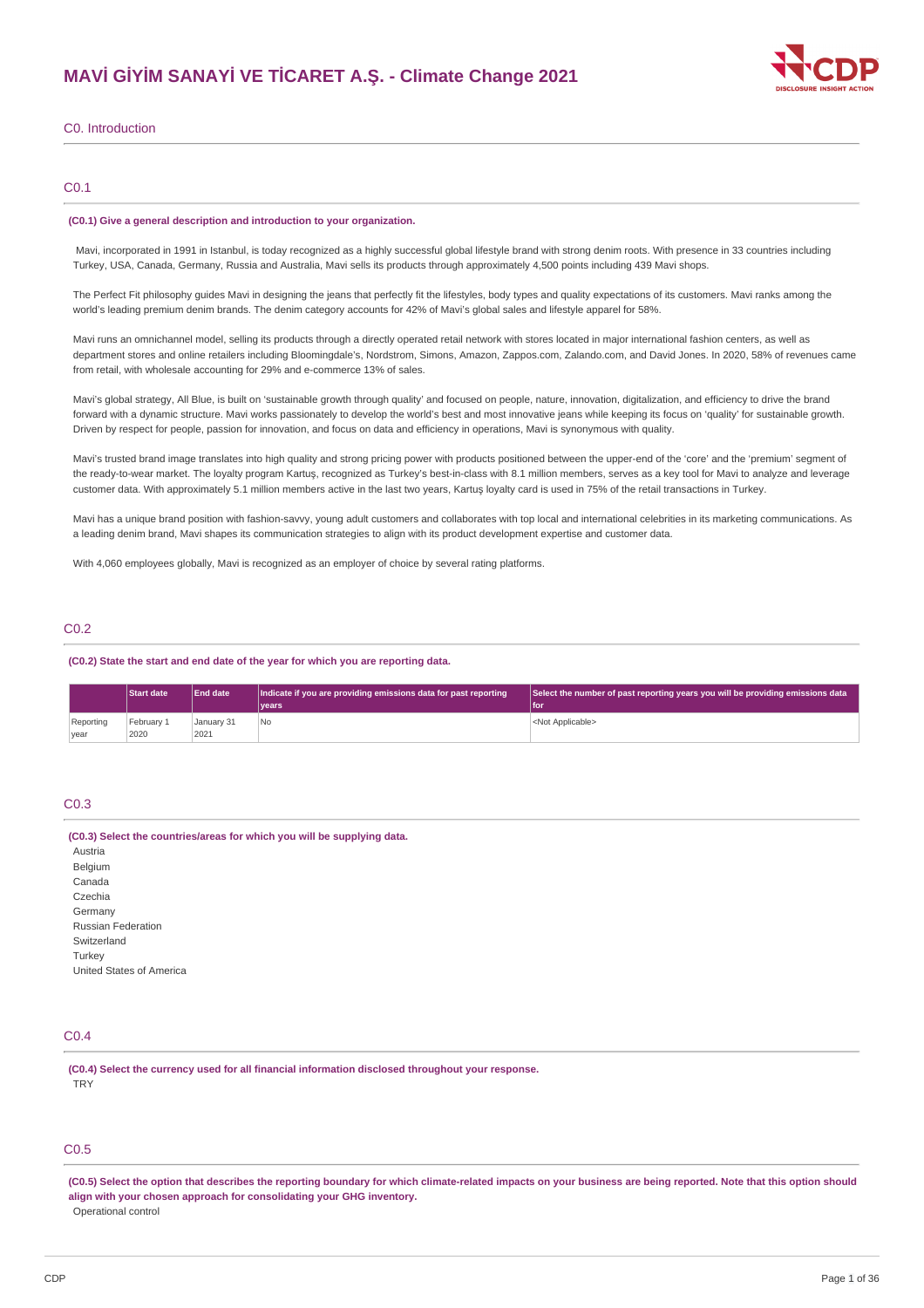# MAVİ GİYİM SANAYİ VE TİCARET A.Ş. - Climate Change 2021

## C0. Introduction

### C0.1

**(C0.1) Give a general description and introduction to your organization.**

Mavi, incorporated in 1991 in Istanbul, is today recognized as a highly successful global lifestyle brand with strong denim roots. With presence in 33 countries including Turkey, USA, Canada, Germany, Russia and Australia, Mavi sells its products through approximately 4,500 points including 439 Mavi shops.

The Perfect Fit philosophy guides Mavi in designing the jeans that perfectly fit the lifestyles, body types and quality expectations of its customers. Mavi ranks among the world's leading premium denim brands. The denim category accounts for 42% of Mavi's global sales and lifestyle apparel for 58%.

Mavi runs an omnichannel model, selling its products through a directly operated retail network with stores located in major international fashion centers, as well as department stores and online retailers including Bloomingdale's, Nordstrom, Simons, Amazon, Zappos.com, Zalando.com, and David Jones. In 2020, 58% of revenues came from retail, with wholesale accounting for 29% and e-commerce 13% of sales.

Mavi's global strategy, All Blue, is built on 'sustainable growth through quality' and focused on people, nature, innovation, digitalization, and efficiency to drive the brand forward with a dynamic structure. Mavi works passionately to develop the world's best and most innovative jeans while keeping its focus on 'quality' for sustainable growth. Driven by respect for people, passion for innovation, and focus on data and efficiency in operations, Mavi is synonymous with quality.

Mavi's trusted brand image translates into high quality and strong pricing power with products positioned between the upper-end of the 'core' and the 'premium' segment of the ready-to-wear market. The loyalty program Kartuş, recognized as Turkey's best-in-class with 8.1 million members, serves as a key tool for Mavi to analyze and leverage customer data. With approximately 5.1 million members active in the last two years, Kartuş loyalty card is used in 75% of the retail transactions in Turkey.

Mavi has a unique brand position with fashion-savvy, young adult customers and collaborates with top local and international celebrities in its marketing communications. As a leading denim brand, Mavi shapes its communication strategies to align with its product development expertise and customer data.

With 4,060 employees globally, Mavi is recognized as an employer of choice by several rating platforms.

### C0.2

**(C0.2) State the start and end date of the year for which you are reporting data.**

| | Start date | End date | Indicate if you are providing emissions data for past reporting years | Select the number of past reporting years you will be providing emissions data for |
|---|---|---|---|---|
| Reporting year | February 1 2020 | January 31 2021 | No | <Not Applicable> |

### C0.3

**(C0.3) Select the countries/areas for which you will be supplying data.**

Austria
Belgium
Canada
Czechia
Germany
Russian Federation
Switzerland
Turkey
United States of America

### C0.4

**(C0.4) Select the currency used for all financial information disclosed throughout your response.**

TRY

### C0.5

**(C0.5) Select the option that describes the reporting boundary for which climate-related impacts on your business are being reported. Note that this option should align with your chosen approach for consolidating your GHG inventory.**

Operational control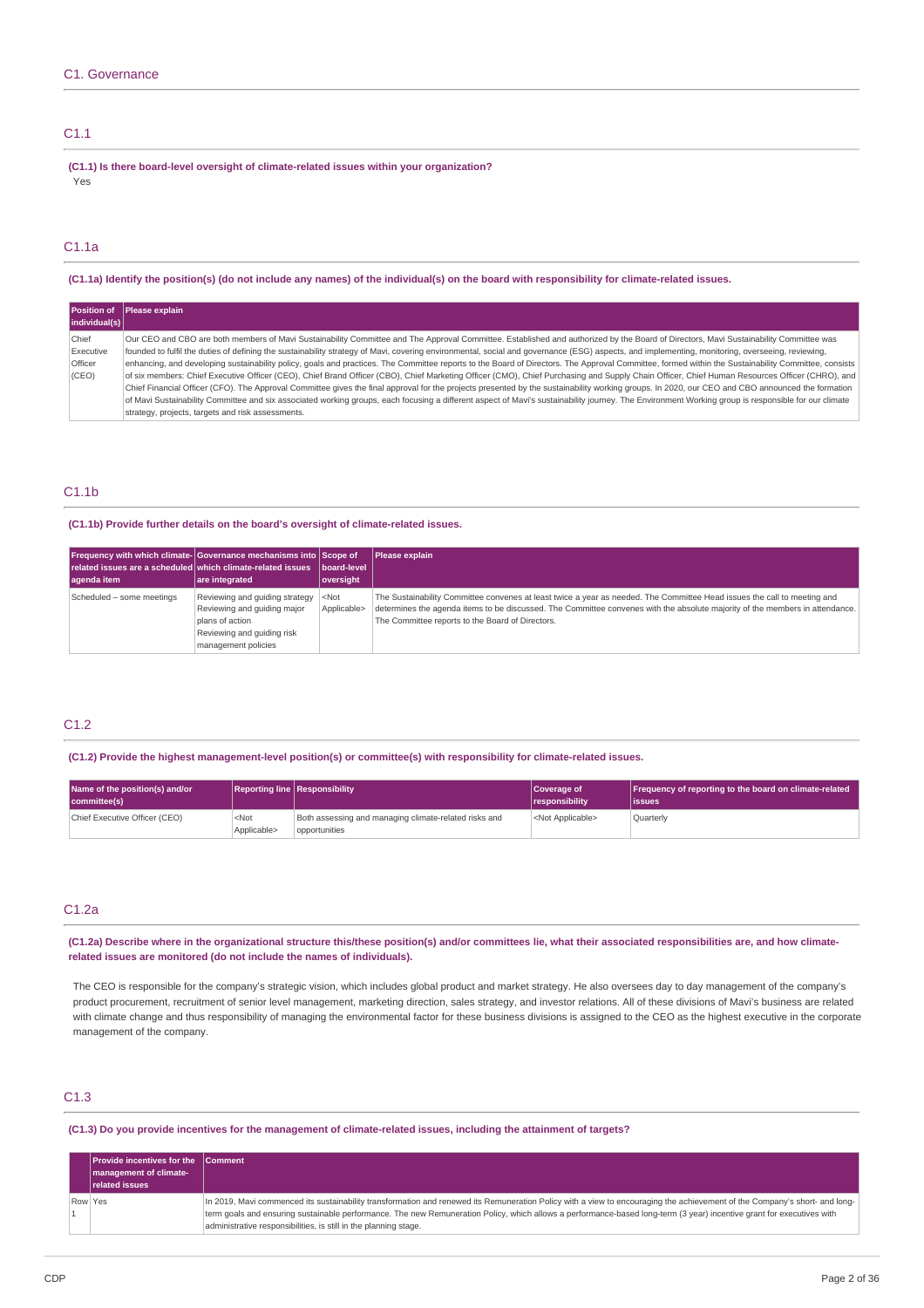## C1. Governance

### C1.1

**(C1.1) Is there board-level oversight of climate-related issues within your organization?**

Yes

### C1.1a

**(C1.1a) Identify the position(s) (do not include any names) of the individual(s) on the board with responsibility for climate-related issues.**

| Position of individual(s) | Please explain |
|---|---|
| Chief Executive Officer (CEO) | Our CEO and CBO are both members of Mavi Sustainability Committee and The Approval Committee. Established and authorized by the Board of Directors, Mavi Sustainability Committee was founded to fulfil the duties of defining the sustainability strategy of Mavi, covering environmental, social and governance (ESG) aspects, and implementing, monitoring, overseeing, reviewing, enhancing, and developing sustainability policy, goals and practices. The Committee reports to the Board of Directors. The Approval Committee, formed within the Sustainability Committee, consists of six members: Chief Executive Officer (CEO), Chief Brand Officer (CBO), Chief Marketing Officer (CMO), Chief Purchasing and Supply Chain Officer, Chief Human Resources Officer (CHRO), and Chief Financial Officer (CFO). The Approval Committee gives the final approval for the projects presented by the sustainability working groups. In 2020, our CEO and CBO announced the formation of Mavi Sustainability Committee and six associated working groups, each focusing a different aspect of Mavi's sustainability journey. The Environment Working group is responsible for our climate strategy, projects, targets and risk assessments. |

### C1.1b

**(C1.1b) Provide further details on the board's oversight of climate-related issues.**

| Frequency with which climate-related issues are a scheduled agenda item | Governance mechanisms into which climate-related issues are integrated | Scope of board-level oversight | Please explain |
|---|---|---|---|
| Scheduled – some meetings | Reviewing and guiding strategy<br>Reviewing and guiding major plans of action<br>Reviewing and guiding risk management policies | <Not Applicable> | The Sustainability Committee convenes at least twice a year as needed. The Committee Head issues the call to meeting and determines the agenda items to be discussed. The Committee convenes with the absolute majority of the members in attendance. The Committee reports to the Board of Directors. |

### C1.2

**(C1.2) Provide the highest management-level position(s) or committee(s) with responsibility for climate-related issues.**

| Name of the position(s) and/or committee(s) | Reporting line | Responsibility | Coverage of responsibility | Frequency of reporting to the board on climate-related issues |
|---|---|---|---|---|
| Chief Executive Officer (CEO) | <Not Applicable> | Both assessing and managing climate-related risks and opportunities | <Not Applicable> | Quarterly |

### C1.2a

**(C1.2a) Describe where in the organizational structure this/these position(s) and/or committees lie, what their associated responsibilities are, and how climate-related issues are monitored (do not include the names of individuals).**

The CEO is responsible for the company's strategic vision, which includes global product and market strategy. He also oversees day to day management of the company's product procurement, recruitment of senior level management, marketing direction, sales strategy, and investor relations. All of these divisions of Mavi's business are related with climate change and thus responsibility of managing the environmental factor for these business divisions is assigned to the CEO as the highest executive in the corporate management of the company.

### C1.3

**(C1.3) Do you provide incentives for the management of climate-related issues, including the attainment of targets?**

| | Provide incentives for the management of climate-related issues | Comment |
|---|---|---|
| Row 1 | Yes | In 2019, Mavi commenced its sustainability transformation and renewed its Remuneration Policy with a view to encouraging the achievement of the Company's short- and long-term goals and ensuring sustainable performance. The new Remuneration Policy, which allows a performance-based long-term (3 year) incentive grant for executives with administrative responsibilities, is still in the planning stage. |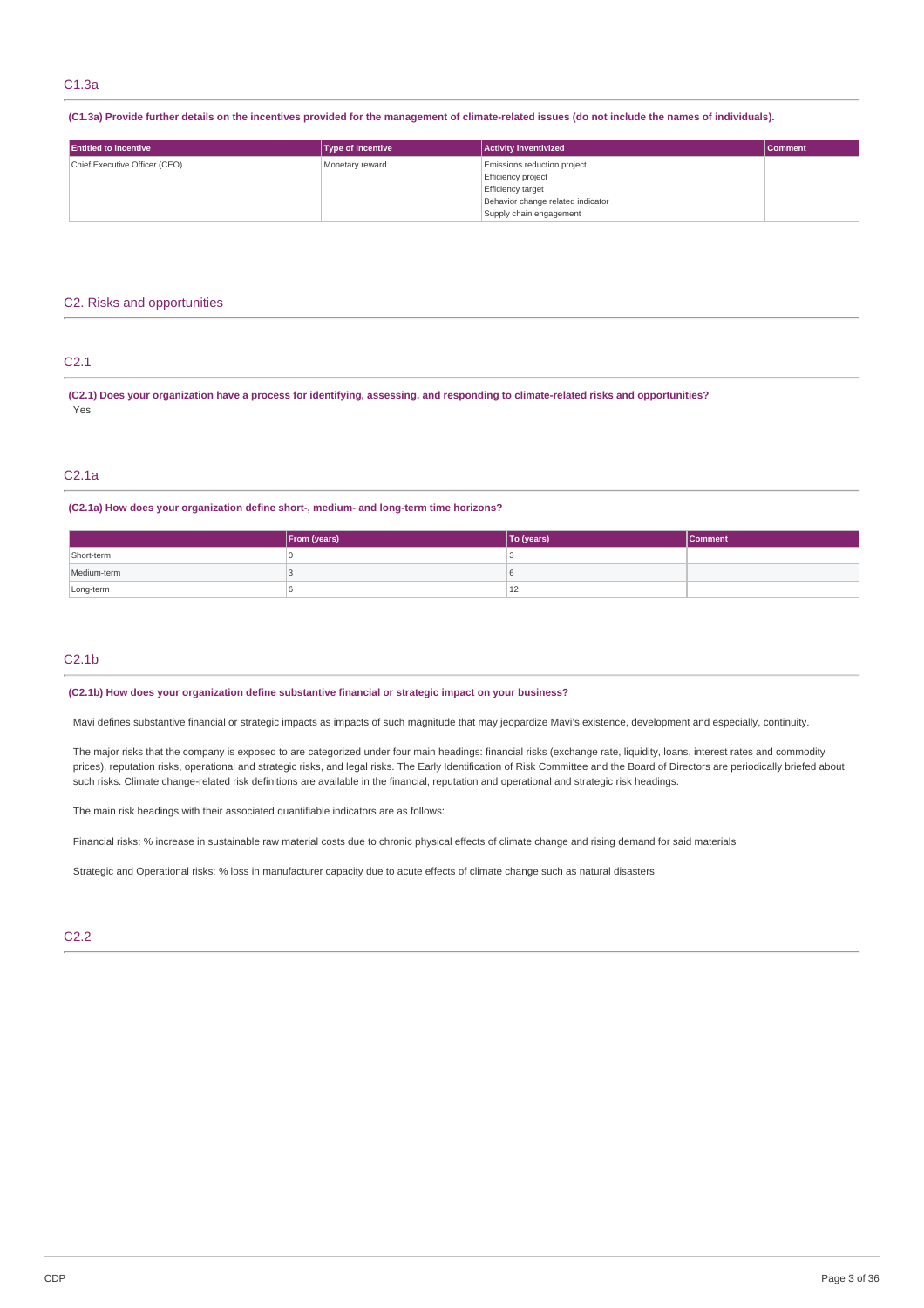## C1.3a

**(C1.3a) Provide further details on the incentives provided for the management of climate-related issues (do not include the names of individuals).**

| Entitled to incentive | Type of incentive | Activity inventivized | Comment |
|---|---|---|---|
| Chief Executive Officer (CEO) | Monetary reward | Emissions reduction project<br>Efficiency project<br>Efficiency target<br>Behavior change related indicator<br>Supply chain engagement | |

# C2. Risks and opportunities

## C2.1

**(C2.1) Does your organization have a process for identifying, assessing, and responding to climate-related risks and opportunities?**

Yes

## C2.1a

**(C2.1a) How does your organization define short-, medium- and long-term time horizons?**

| | From (years) | To (years) | Comment |
|---|---|---|---|
| Short-term | 0 | 3 | |
| Medium-term | 3 | 6 | |
| Long-term | 6 | 12 | |

## C2.1b

**(C2.1b) How does your organization define substantive financial or strategic impact on your business?**

Mavi defines substantive financial or strategic impacts as impacts of such magnitude that may jeopardize Mavi's existence, development and especially, continuity.

The major risks that the company is exposed to are categorized under four main headings: financial risks (exchange rate, liquidity, loans, interest rates and commodity prices), reputation risks, operational and strategic risks, and legal risks. The Early Identification of Risk Committee and the Board of Directors are periodically briefed about such risks. Climate change-related risk definitions are available in the financial, reputation and operational and strategic risk headings.

The main risk headings with their associated quantifiable indicators are as follows:

Financial risks: % increase in sustainable raw material costs due to chronic physical effects of climate change and rising demand for said materials

Strategic and Operational risks: % loss in manufacturer capacity due to acute effects of climate change such as natural disasters

## C2.2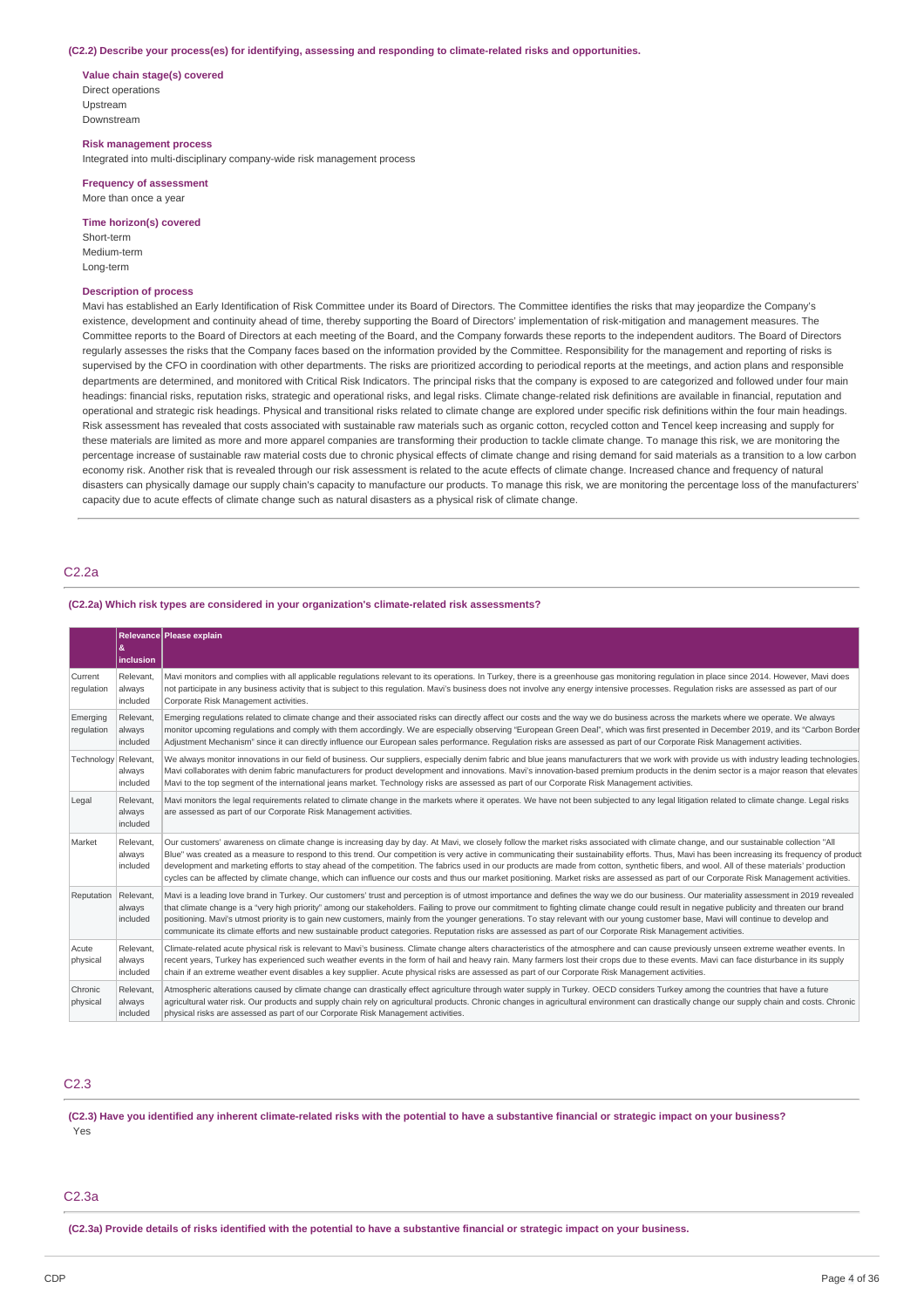**(C2.2) Describe your process(es) for identifying, assessing and responding to climate-related risks and opportunities.**

**Value chain stage(s) covered**
Direct operations
Upstream
Downstream

**Risk management process**
Integrated into multi-disciplinary company-wide risk management process

**Frequency of assessment**
More than once a year

**Time horizon(s) covered**
Short-term
Medium-term
Long-term

**Description of process**
Mavi has established an Early Identification of Risk Committee under its Board of Directors. The Committee identifies the risks that may jeopardize the Company's existence, development and continuity ahead of time, thereby supporting the Board of Directors' implementation of risk-mitigation and management measures. The Committee reports to the Board of Directors at each meeting of the Board, and the Company forwards these reports to the independent auditors. The Board of Directors regularly assesses the risks that the Company faces based on the information provided by the Committee. Responsibility for the management and reporting of risks is supervised by the CFO in coordination with other departments. The risks are prioritized according to periodical reports at the meetings, and action plans and responsible departments are determined, and monitored with Critical Risk Indicators. The principal risks that the company is exposed to are categorized and followed under four main headings: financial risks, reputation risks, strategic and operational risks, and legal risks. Climate change-related risk definitions are available in financial, reputation and operational and strategic risk headings. Physical and transitional risks related to climate change are explored under specific risk definitions within the four main headings. Risk assessment has revealed that costs associated with sustainable raw materials such as organic cotton, recycled cotton and Tencel keep increasing and supply for these materials are limited as more and more apparel companies are transforming their production to tackle climate change. To manage this risk, we are monitoring the percentage increase of sustainable raw material costs due to chronic physical effects of climate change and rising demand for said materials as a transition to a low carbon economy risk. Another risk that is revealed through our risk assessment is related to the acute effects of climate change. Increased chance and frequency of natural disasters can physically damage our supply chain's capacity to manufacture our products. To manage this risk, we are monitoring the percentage loss of the manufacturers' capacity due to acute effects of climate change such as natural disasters as a physical risk of climate change.

## C2.2a

**(C2.2a) Which risk types are considered in your organization's climate-related risk assessments?**

| | Relevance & inclusion | Please explain |
|---|---|---|
| Current regulation | Relevant, always included | Mavi monitors and complies with all applicable regulations relevant to its operations. In Turkey, there is a greenhouse gas monitoring regulation in place since 2014. However, Mavi does not participate in any business activity that is subject to this regulation. Mavi's business does not involve any energy intensive processes. Regulation risks are assessed as part of our Corporate Risk Management activities. |
| Emerging regulation | Relevant, always included | Emerging regulations related to climate change and their associated risks can directly affect our costs and the way we do business across the markets where we operate. We always monitor upcoming regulations and comply with them accordingly. We are especially observing "European Green Deal", which was first presented in December 2019, and its "Carbon Border Adjustment Mechanism" since it can directly influence our European sales performance. Regulation risks are assessed as part of our Corporate Risk Management activities. |
| Technology | Relevant, always included | We always monitor innovations in our field of business. Our suppliers, especially denim fabric and blue jeans manufacturers that we work with provide us with industry leading technologies. Mavi collaborates with denim fabric manufacturers for product development and innovations. Mavi's innovation-based premium products in the denim sector is a major reason that elevates Mavi to the top segment of the international jeans market. Technology risks are assessed as part of our Corporate Risk Management activities. |
| Legal | Relevant, always included | Mavi monitors the legal requirements related to climate change in the markets where it operates. We have not been subjected to any legal litigation related to climate change. Legal risks are assessed as part of our Corporate Risk Management activities. |
| Market | Relevant, always included | Our customers' awareness on climate change is increasing day by day. At Mavi, we closely follow the market risks associated with climate change, and our sustainable collection "All Blue" was created as a measure to respond to this trend. Our competition is very active in communicating their sustainability efforts. Thus, Mavi has been increasing its frequency of product development and marketing efforts to stay ahead of the competition. The fabrics used in our products are made from cotton, synthetic fibers, and wool. All of these materials' production cycles can be affected by climate change, which can influence our costs and thus our market positioning. Market risks are assessed as part of our Corporate Risk Management activities. |
| Reputation | Relevant, always included | Mavi is a leading love brand in Turkey. Our customers' trust and perception is of utmost importance and defines the way we do our business. Our materiality assessment in 2019 revealed that climate change is a "very high priority" among our stakeholders. Failing to prove our commitment to fighting climate change could result in negative publicity and threaten our brand positioning. Mavi's utmost priority is to gain new customers, mainly from the younger generations. To stay relevant with our young customer base, Mavi will continue to develop and communicate its climate efforts and new sustainable product categories. Reputation risks are assessed as part of our Corporate Risk Management activities. |
| Acute physical | Relevant, always included | Climate-related acute physical risk is relevant to Mavi's business. Climate change alters characteristics of the atmosphere and can cause previously unseen extreme weather events. In recent years, Turkey has experienced such weather events in the form of hail and heavy rain. Many farmers lost their crops due to these events. Mavi can face disturbance in its supply chain if an extreme weather event disables a key supplier. Acute physical risks are assessed as part of our Corporate Risk Management activities. |
| Chronic physical | Relevant, always included | Atmospheric alterations caused by climate change can drastically effect agriculture through water supply in Turkey. OECD considers Turkey among the countries that have a future agricultural water risk. Our products and supply chain rely on agricultural products. Chronic changes in agricultural environment can drastically change our supply chain and costs. Chronic physical risks are assessed as part of our Corporate Risk Management activities. |

## C2.3

**(C2.3) Have you identified any inherent climate-related risks with the potential to have a substantive financial or strategic impact on your business?**
Yes

## C2.3a

**(C2.3a) Provide details of risks identified with the potential to have a substantive financial or strategic impact on your business.**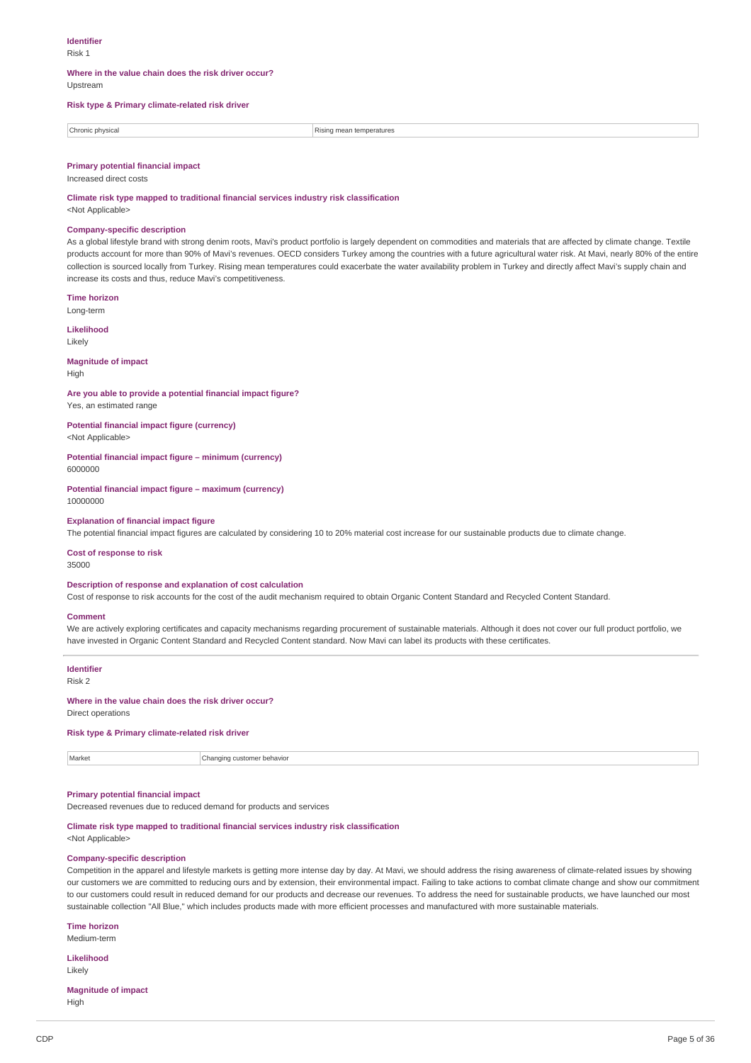**Identifier**
Risk 1

**Where in the value chain does the risk driver occur?**
Upstream

**Risk type & Primary climate-related risk driver**

| Chronic physical | Rising mean temperatures |
|---|---|

**Primary potential financial impact**
Increased direct costs

**Climate risk type mapped to traditional financial services industry risk classification**
<Not Applicable>

**Company-specific description**
As a global lifestyle brand with strong denim roots, Mavi's product portfolio is largely dependent on commodities and materials that are affected by climate change. Textile products account for more than 90% of Mavi's revenues. OECD considers Turkey among the countries with a future agricultural water risk. At Mavi, nearly 80% of the entire collection is sourced locally from Turkey. Rising mean temperatures could exacerbate the water availability problem in Turkey and directly affect Mavi's supply chain and increase its costs and thus, reduce Mavi's competitiveness.

**Time horizon**
Long-term

**Likelihood**
Likely

**Magnitude of impact**
High

**Are you able to provide a potential financial impact figure?**
Yes, an estimated range

**Potential financial impact figure (currency)**
<Not Applicable>

**Potential financial impact figure – minimum (currency)**
6000000

**Potential financial impact figure – maximum (currency)**
10000000

**Explanation of financial impact figure**
The potential financial impact figures are calculated by considering 10 to 20% material cost increase for our sustainable products due to climate change.

**Cost of response to risk**
35000

**Description of response and explanation of cost calculation**
Cost of response to risk accounts for the cost of the audit mechanism required to obtain Organic Content Standard and Recycled Content Standard.

**Comment**
We are actively exploring certificates and capacity mechanisms regarding procurement of sustainable materials. Although it does not cover our full product portfolio, we have invested in Organic Content Standard and Recycled Content standard. Now Mavi can label its products with these certificates.

---

**Identifier**
Risk 2

**Where in the value chain does the risk driver occur?**
Direct operations

**Risk type & Primary climate-related risk driver**

| Market | Changing customer behavior |
|---|---|

**Primary potential financial impact**
Decreased revenues due to reduced demand for products and services

**Climate risk type mapped to traditional financial services industry risk classification**
<Not Applicable>

**Company-specific description**
Competition in the apparel and lifestyle markets is getting more intense day by day. At Mavi, we should address the rising awareness of climate-related issues by showing our customers we are committed to reducing ours and by extension, their environmental impact. Failing to take actions to combat climate change and show our commitment to our customers could result in reduced demand for our products and decrease our revenues. To address the need for sustainable products, we have launched our most sustainable collection "All Blue," which includes products made with more efficient processes and manufactured with more sustainable materials.

**Time horizon**
Medium-term

**Likelihood**
Likely

**Magnitude of impact**
High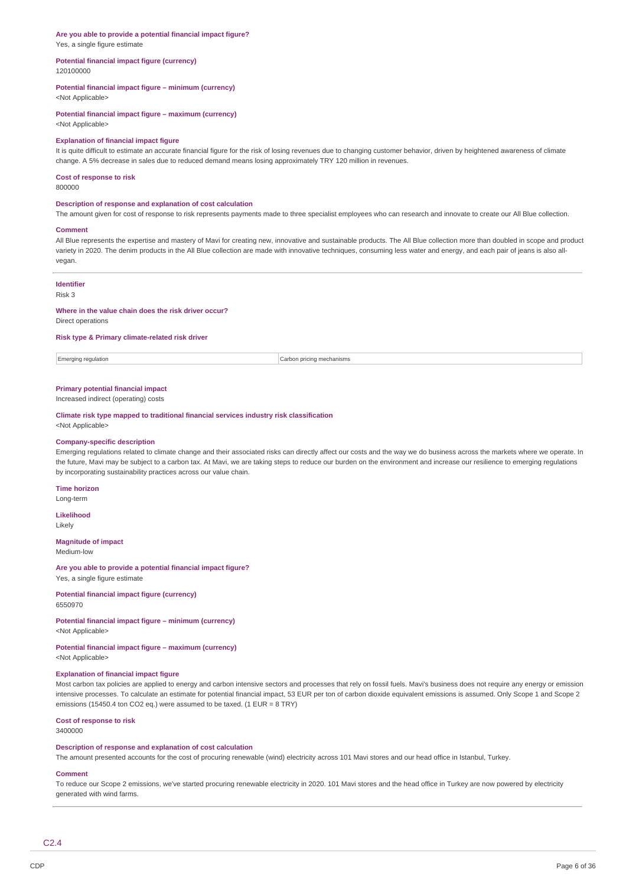**Are you able to provide a potential financial impact figure?**
Yes, a single figure estimate

**Potential financial impact figure (currency)**
120100000

**Potential financial impact figure – minimum (currency)**
<Not Applicable>

**Potential financial impact figure – maximum (currency)**
<Not Applicable>

**Explanation of financial impact figure**
It is quite difficult to estimate an accurate financial figure for the risk of losing revenues due to changing customer behavior, driven by heightened awareness of climate change. A 5% decrease in sales due to reduced demand means losing approximately TRY 120 million in revenues.

**Cost of response to risk**
800000

**Description of response and explanation of cost calculation**
The amount given for cost of response to risk represents payments made to three specialist employees who can research and innovate to create our All Blue collection.

**Comment**
All Blue represents the expertise and mastery of Mavi for creating new, innovative and sustainable products. The All Blue collection more than doubled in scope and product variety in 2020. The denim products in the All Blue collection are made with innovative techniques, consuming less water and energy, and each pair of jeans is also all-vegan.

---

**Identifier**
Risk 3

**Where in the value chain does the risk driver occur?**
Direct operations

**Risk type & Primary climate-related risk driver**

| | |
|---|---|
| Emerging regulation | Carbon pricing mechanisms |

**Primary potential financial impact**
Increased indirect (operating) costs

**Climate risk type mapped to traditional financial services industry risk classification**
<Not Applicable>

**Company-specific description**
Emerging regulations related to climate change and their associated risks can directly affect our costs and the way we do business across the markets where we operate. In the future, Mavi may be subject to a carbon tax. At Mavi, we are taking steps to reduce our burden on the environment and increase our resilience to emerging regulations by incorporating sustainability practices across our value chain.

**Time horizon**
Long-term

**Likelihood**
Likely

**Magnitude of impact**
Medium-low

**Are you able to provide a potential financial impact figure?**
Yes, a single figure estimate

**Potential financial impact figure (currency)**
6550970

**Potential financial impact figure – minimum (currency)**
<Not Applicable>

**Potential financial impact figure – maximum (currency)**
<Not Applicable>

**Explanation of financial impact figure**
Most carbon tax policies are applied to energy and carbon intensive sectors and processes that rely on fossil fuels. Mavi's business does not require any energy or emission intensive processes. To calculate an estimate for potential financial impact, 53 EUR per ton of carbon dioxide equivalent emissions is assumed. Only Scope 1 and Scope 2 emissions (15450.4 ton CO2 eq.) were assumed to be taxed. (1 EUR = 8 TRY)

**Cost of response to risk**
3400000

**Description of response and explanation of cost calculation**
The amount presented accounts for the cost of procuring renewable (wind) electricity across 101 Mavi stores and our head office in Istanbul, Turkey.

**Comment**
To reduce our Scope 2 emissions, we've started procuring renewable electricity in 2020. 101 Mavi stores and the head office in Turkey are now powered by electricity generated with wind farms.

---

## C2.4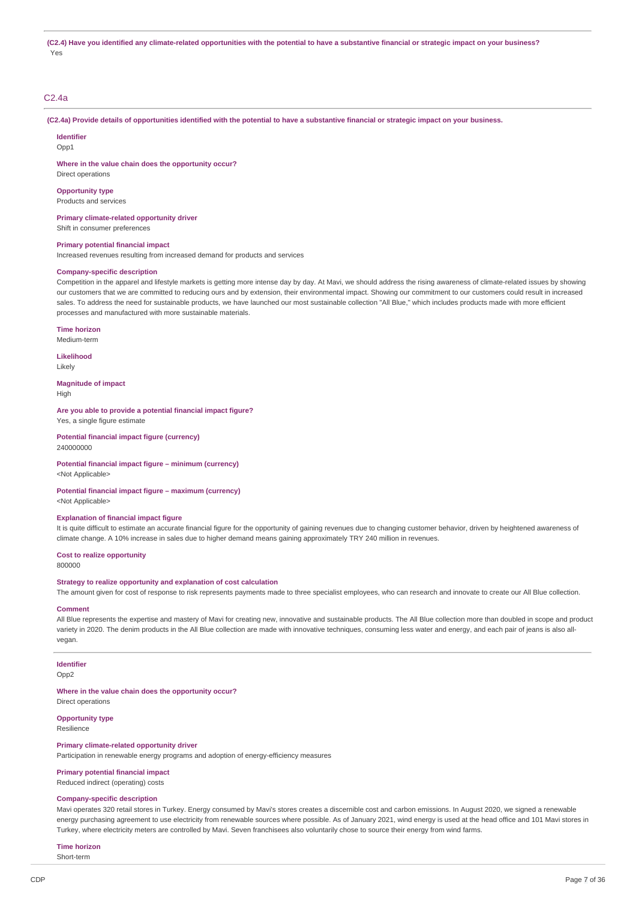**(C2.4) Have you identified any climate-related opportunities with the potential to have a substantive financial or strategic impact on your business?**

Yes

## C2.4a

**(C2.4a) Provide details of opportunities identified with the potential to have a substantive financial or strategic impact on your business.**

**Identifier**

Opp1

**Where in the value chain does the opportunity occur?**

Direct operations

**Opportunity type**

Products and services

**Primary climate-related opportunity driver**

Shift in consumer preferences

**Primary potential financial impact**

Increased revenues resulting from increased demand for products and services

**Company-specific description**

Competition in the apparel and lifestyle markets is getting more intense day by day. At Mavi, we should address the rising awareness of climate-related issues by showing our customers that we are committed to reducing ours and by extension, their environmental impact. Showing our commitment to our customers could result in increased sales. To address the need for sustainable products, we have launched our most sustainable collection "All Blue," which includes products made with more efficient processes and manufactured with more sustainable materials.

**Time horizon**

Medium-term

**Likelihood**

Likely

**Magnitude of impact**

High

**Are you able to provide a potential financial impact figure?**

Yes, a single figure estimate

**Potential financial impact figure (currency)**

240000000

**Potential financial impact figure – minimum (currency)**

<Not Applicable>

**Potential financial impact figure – maximum (currency)**

<Not Applicable>

**Explanation of financial impact figure**

It is quite difficult to estimate an accurate financial figure for the opportunity of gaining revenues due to changing customer behavior, driven by heightened awareness of climate change. A 10% increase in sales due to higher demand means gaining approximately TRY 240 million in revenues.

**Cost to realize opportunity**

800000

**Strategy to realize opportunity and explanation of cost calculation**

The amount given for cost of response to risk represents payments made to three specialist employees, who can research and innovate to create our All Blue collection.

**Comment**

All Blue represents the expertise and mastery of Mavi for creating new, innovative and sustainable products. The All Blue collection more than doubled in scope and product variety in 2020. The denim products in the All Blue collection are made with innovative techniques, consuming less water and energy, and each pair of jeans is also all-vegan.

---

**Identifier**

Opp2

**Where in the value chain does the opportunity occur?**

Direct operations

**Opportunity type**

Resilience

**Primary climate-related opportunity driver**

Participation in renewable energy programs and adoption of energy-efficiency measures

**Primary potential financial impact**

Reduced indirect (operating) costs

**Company-specific description**

Mavi operates 320 retail stores in Turkey. Energy consumed by Mavi's stores creates a discernible cost and carbon emissions. In August 2020, we signed a renewable energy purchasing agreement to use electricity from renewable sources where possible. As of January 2021, wind energy is used at the head office and 101 Mavi stores in Turkey, where electricity meters are controlled by Mavi. Seven franchisees also voluntarily chose to source their energy from wind farms.

**Time horizon**

Short-term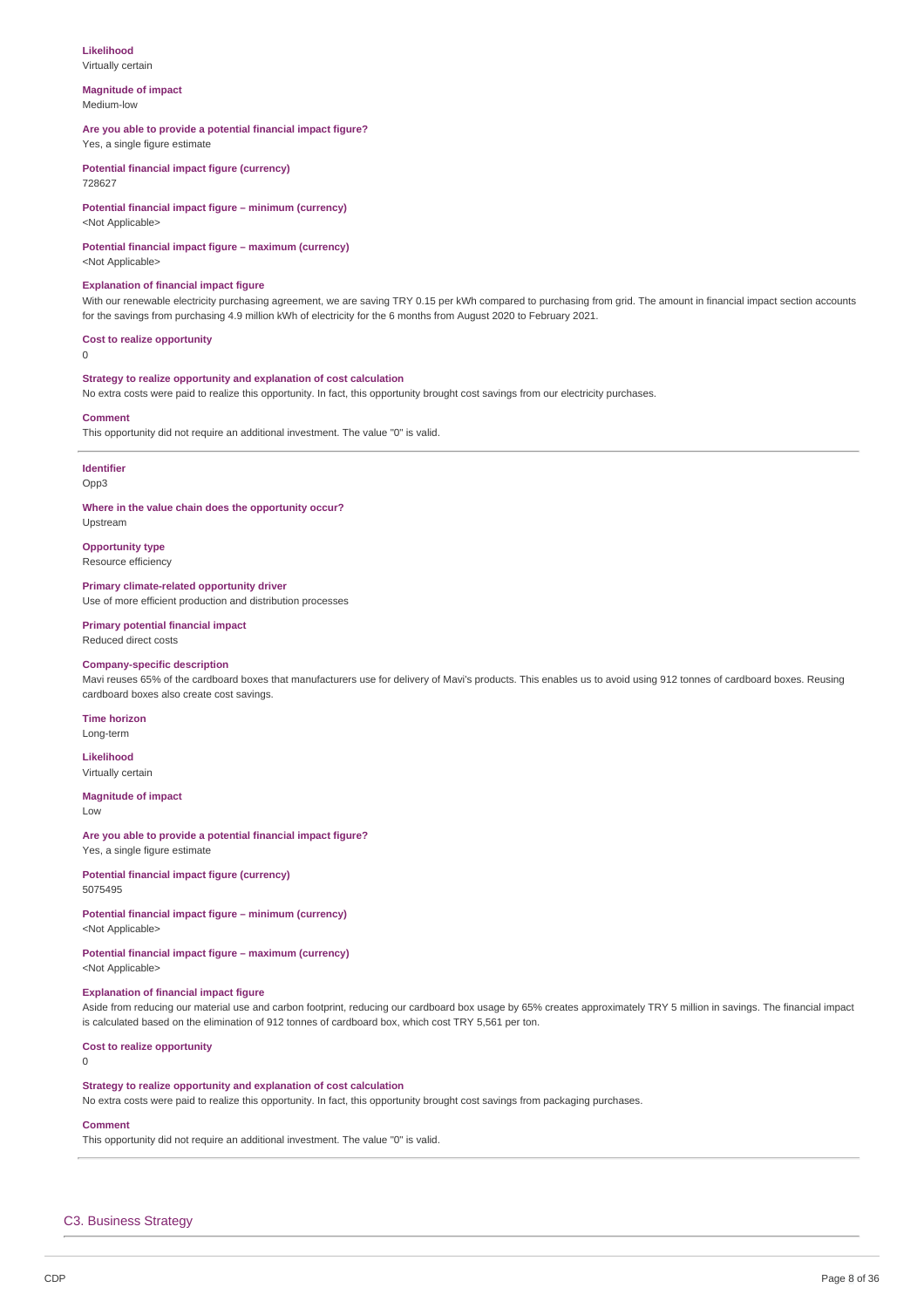**Likelihood**
Virtually certain

**Magnitude of impact**
Medium-low

**Are you able to provide a potential financial impact figure?**
Yes, a single figure estimate

**Potential financial impact figure (currency)**
728627

**Potential financial impact figure – minimum (currency)**
<Not Applicable>

**Potential financial impact figure – maximum (currency)**
<Not Applicable>

**Explanation of financial impact figure**
With our renewable electricity purchasing agreement, we are saving TRY 0.15 per kWh compared to purchasing from grid. The amount in financial impact section accounts for the savings from purchasing 4.9 million kWh of electricity for the 6 months from August 2020 to February 2021.

**Cost to realize opportunity**
0

**Strategy to realize opportunity and explanation of cost calculation**
No extra costs were paid to realize this opportunity. In fact, this opportunity brought cost savings from our electricity purchases.

**Comment**
This opportunity did not require an additional investment. The value "0" is valid.

---

**Identifier**
Opp3

**Where in the value chain does the opportunity occur?**
Upstream

**Opportunity type**
Resource efficiency

**Primary climate-related opportunity driver**
Use of more efficient production and distribution processes

**Primary potential financial impact**
Reduced direct costs

**Company-specific description**
Mavi reuses 65% of the cardboard boxes that manufacturers use for delivery of Mavi's products. This enables us to avoid using 912 tonnes of cardboard boxes. Reusing cardboard boxes also create cost savings.

**Time horizon**
Long-term

**Likelihood**
Virtually certain

**Magnitude of impact**
Low

**Are you able to provide a potential financial impact figure?**
Yes, a single figure estimate

**Potential financial impact figure (currency)**
5075495

**Potential financial impact figure – minimum (currency)**
<Not Applicable>

**Potential financial impact figure – maximum (currency)**
<Not Applicable>

**Explanation of financial impact figure**
Aside from reducing our material use and carbon footprint, reducing our cardboard box usage by 65% creates approximately TRY 5 million in savings. The financial impact is calculated based on the elimination of 912 tonnes of cardboard box, which cost TRY 5,561 per ton.

**Cost to realize opportunity**
0

**Strategy to realize opportunity and explanation of cost calculation**
No extra costs were paid to realize this opportunity. In fact, this opportunity brought cost savings from packaging purchases.

**Comment**
This opportunity did not require an additional investment. The value "0" is valid.

---

## C3. Business Strategy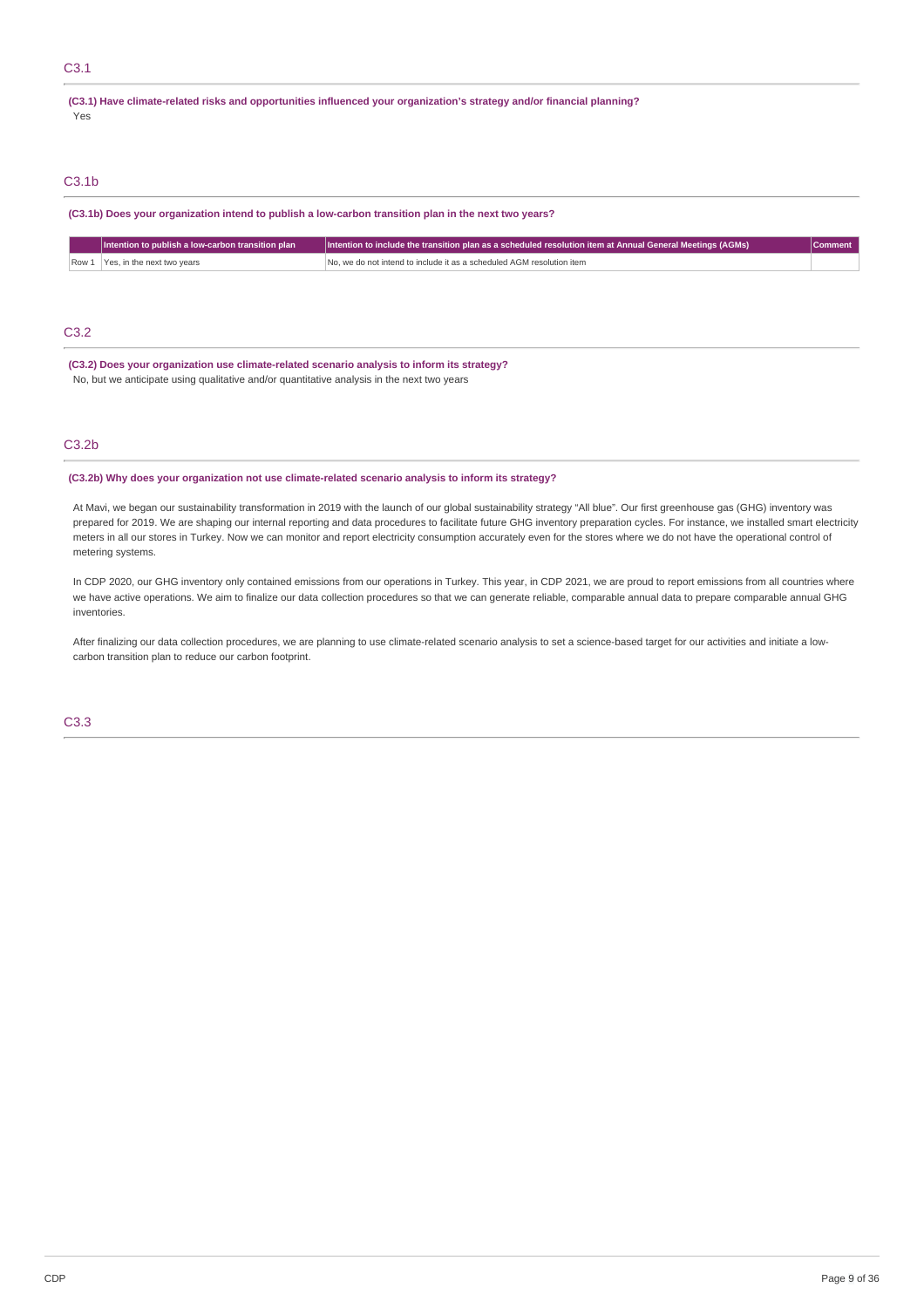## C3.1

**(C3.1) Have climate-related risks and opportunities influenced your organization's strategy and/or financial planning?**

Yes

## C3.1b

**(C3.1b) Does your organization intend to publish a low-carbon transition plan in the next two years?**

| | Intention to publish a low-carbon transition plan | Intention to include the transition plan as a scheduled resolution item at Annual General Meetings (AGMs) | Comment |
|---|---|---|---|
| Row 1 | Yes, in the next two years | No, we do not intend to include it as a scheduled AGM resolution item | |

## C3.2

**(C3.2) Does your organization use climate-related scenario analysis to inform its strategy?**

No, but we anticipate using qualitative and/or quantitative analysis in the next two years

## C3.2b

**(C3.2b) Why does your organization not use climate-related scenario analysis to inform its strategy?**

At Mavi, we began our sustainability transformation in 2019 with the launch of our global sustainability strategy "All blue". Our first greenhouse gas (GHG) inventory was prepared for 2019. We are shaping our internal reporting and data procedures to facilitate future GHG inventory preparation cycles. For instance, we installed smart electricity meters in all our stores in Turkey. Now we can monitor and report electricity consumption accurately even for the stores where we do not have the operational control of metering systems.

In CDP 2020, our GHG inventory only contained emissions from our operations in Turkey. This year, in CDP 2021, we are proud to report emissions from all countries where we have active operations. We aim to finalize our data collection procedures so that we can generate reliable, comparable annual data to prepare comparable annual GHG inventories.

After finalizing our data collection procedures, we are planning to use climate-related scenario analysis to set a science-based target for our activities and initiate a low-carbon transition plan to reduce our carbon footprint.

## C3.3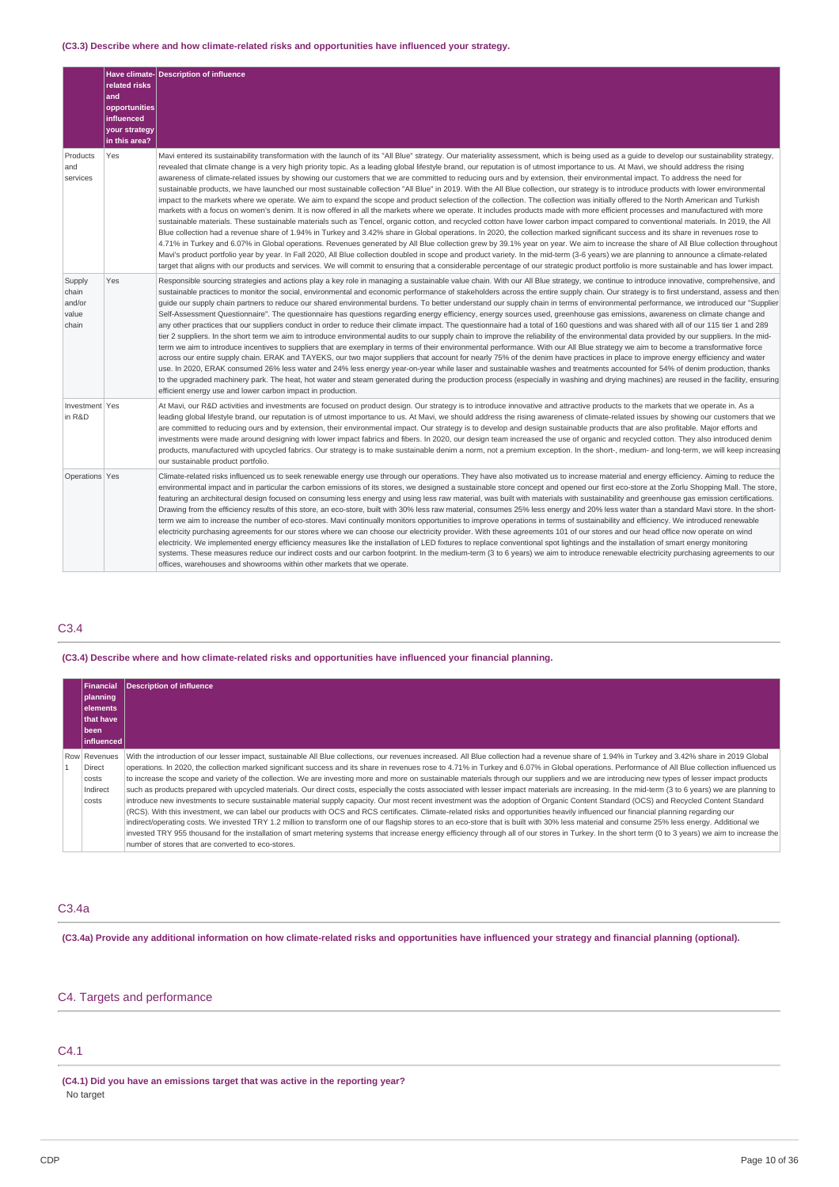**(C3.3) Describe where and how climate-related risks and opportunities have influenced your strategy.**

| | Have climate-related risks and opportunities influenced your strategy in this area? | Description of influence |
|---|---|---|
| Products and services | Yes | Mavi entered its sustainability transformation with the launch of its "All Blue" strategy. Our materiality assessment, which is being used as a guide to develop our sustainability strategy, revealed that climate change is a very high priority topic. As a leading global lifestyle brand, our reputation is of utmost importance to us. At Mavi, we should address the rising awareness of climate-related issues by showing our customers that we are committed to reducing ours and by extension, their environmental impact. To address the need for sustainable products, we have launched our most sustainable collection "All Blue" in 2019. With the All Blue collection, our strategy is to introduce products with lower environmental impact to the markets where we operate. We aim to expand the scope and product selection of the collection. The collection was initially offered to the North American and Turkish markets with a focus on women's denim. It is now offered in all the markets where we operate. It includes products made with more efficient processes and manufactured with more sustainable materials. These sustainable materials such as Tencel, organic cotton, and recycled cotton have lower carbon impact compared to conventional materials. In 2019, the All Blue collection had a revenue share of 1.94% in Turkey and 3.42% share in Global operations. In 2020, the collection marked significant success and its share in revenues rose to 4.71% in Turkey and 6.07% in Global operations. Revenues generated by All Blue collection grew by 39.1% year on year. We aim to increase the share of All Blue collection throughout Mavi's product portfolio year by year. In Fall 2020, All Blue collection doubled in scope and product variety. In the mid-term (3-6 years) we are planning to announce a climate-related target that aligns with our products and services. We will commit to ensuring that a considerable percentage of our strategic product portfolio is more sustainable and has lower impact. |
| Supply chain and/or value chain | Yes | Responsible sourcing strategies and actions play a key role in managing a sustainable value chain. With our All Blue strategy, we continue to introduce innovative, comprehensive, and sustainable practices to monitor the social, environmental and economic performance of stakeholders across the entire supply chain. Our strategy is to first understand, assess and then guide our supply chain partners to reduce our shared environmental burdens. To better understand our supply chain in terms of environmental performance, we introduced our "Supplier Self-Assessment Questionnaire". The questionnaire has questions regarding energy efficiency, energy sources used, greenhouse gas emissions, awareness on climate change and any other practices that our suppliers conduct in order to reduce their climate impact. The questionnaire had a total of 160 questions and was shared with all of our 115 tier 1 and 289 tier 2 suppliers. In the short term we aim to introduce environmental audits to our supply chain to improve the reliability of the environmental data provided by our suppliers. In the mid-term we aim to introduce incentives to suppliers that are exemplary in terms of their environmental performance. With our All Blue strategy we aim to become a transformative force across our entire supply chain. ERAK and TAYEKS, our two major suppliers that account for nearly 75% of the denim have practices in place to improve energy efficiency and water use. In 2020, ERAK consumed 26% less water and 24% less energy year-on-year while laser and sustainable washes and treatments accounted for 54% of denim production, thanks to the upgraded machinery park. The heat, hot water and steam generated during the production process (especially in washing and drying machines) are reused in the facility, ensuring efficient energy use and lower carbon impact in production. |
| Investment in R&D | Yes | At Mavi, our R&D activities and investments are focused on product design. Our strategy is to introduce innovative and attractive products to the markets that we operate in. As a leading global lifestyle brand, our reputation is of utmost importance to us. At Mavi, we should address the rising awareness of climate-related issues by showing our customers that we are committed to reducing ours and by extension, their environmental impact. Our strategy is to develop and design sustainable products that are also profitable. Major efforts and investments were made around designing with lower impact fabrics and fibers. In 2020, our design team increased the use of organic and recycled cotton. They also introduced denim products, manufactured with upcycled fabrics. Our strategy is to make sustainable denim a norm, not a premium exception. In the short-, medium- and long-term, we will keep increasing our sustainable product portfolio. |
| Operations | Yes | Climate-related risks influenced us to seek renewable energy use through our operations. They have also motivated us to increase material and energy efficiency. Aiming to reduce the environmental impact and in particular the carbon emissions of its stores, we designed a sustainable store concept and opened our first eco-store at the Zorlu Shopping Mall. The store, featuring an architectural design focused on consuming less energy and using less raw material, was built with materials with sustainability and greenhouse gas emission certifications. Drawing from the efficiency results of this store, an eco-store, built with 30% less raw material, consumes 25% less energy and 20% less water than a standard Mavi store. In the short-term we aim to increase the number of eco-stores. Mavi continually monitors opportunities to improve operations in terms of sustainability and efficiency. We introduced renewable electricity purchasing agreements for our stores where we can choose our electricity provider. With these agreements 101 of our stores and our head office now operate on wind electricity. We implemented energy efficiency measures like the installation of LED fixtures to replace conventional spot lightings and the installation of smart energy monitoring systems. These measures reduce our indirect costs and our carbon footprint. In the medium-term (3 to 6 years) we aim to introduce renewable electricity purchasing agreements to our offices, warehouses and showrooms within other markets that we operate. |

## C3.4

**(C3.4) Describe where and how climate-related risks and opportunities have influenced your financial planning.**

| | Financial planning elements that have been influenced | Description of influence |
|---|---|---|
| Row 1 | Revenues<br>Direct costs<br>Indirect costs | With the introduction of our lesser impact, sustainable All Blue collections, our revenues increased. All Blue collection had a revenue share of 1.94% in Turkey and 3.42% share in 2019 Global operations. In 2020, the collection marked significant success and its share in revenues rose to 4.71% in Turkey and 6.07% in Global operations. Performance of All Blue collection influenced us to increase the scope and variety of the collection. We are investing more and more on sustainable materials through our suppliers and we are introducing new types of lesser impact products such as products prepared with upcycled materials. Our direct costs, especially the costs associated with lesser impact materials are increasing. In the mid-term (3 to 6 years) we are planning to introduce new investments to secure sustainable material supply capacity. Our most recent investment was the adoption of Organic Content Standard (OCS) and Recycled Content Standard (RCS). With this investment, we can label our products with OCS and RCS certificates. Climate-related risks and opportunities heavily influenced our financial planning regarding our indirect/operating costs. We invested TRY 1.2 million to transform one of our flagship stores to an eco-store that is built with 30% less material and consume 25% less energy. Additional we invested TRY 955 thousand for the installation of smart metering systems that increase energy efficiency through all of our stores in Turkey. In the short term (0 to 3 years) we aim to increase the number of stores that are converted to eco-stores. |

## C3.4a

**(C3.4a) Provide any additional information on how climate-related risks and opportunities have influenced your strategy and financial planning (optional).**

# C4. Targets and performance

## C4.1

**(C4.1) Did you have an emissions target that was active in the reporting year?**

No target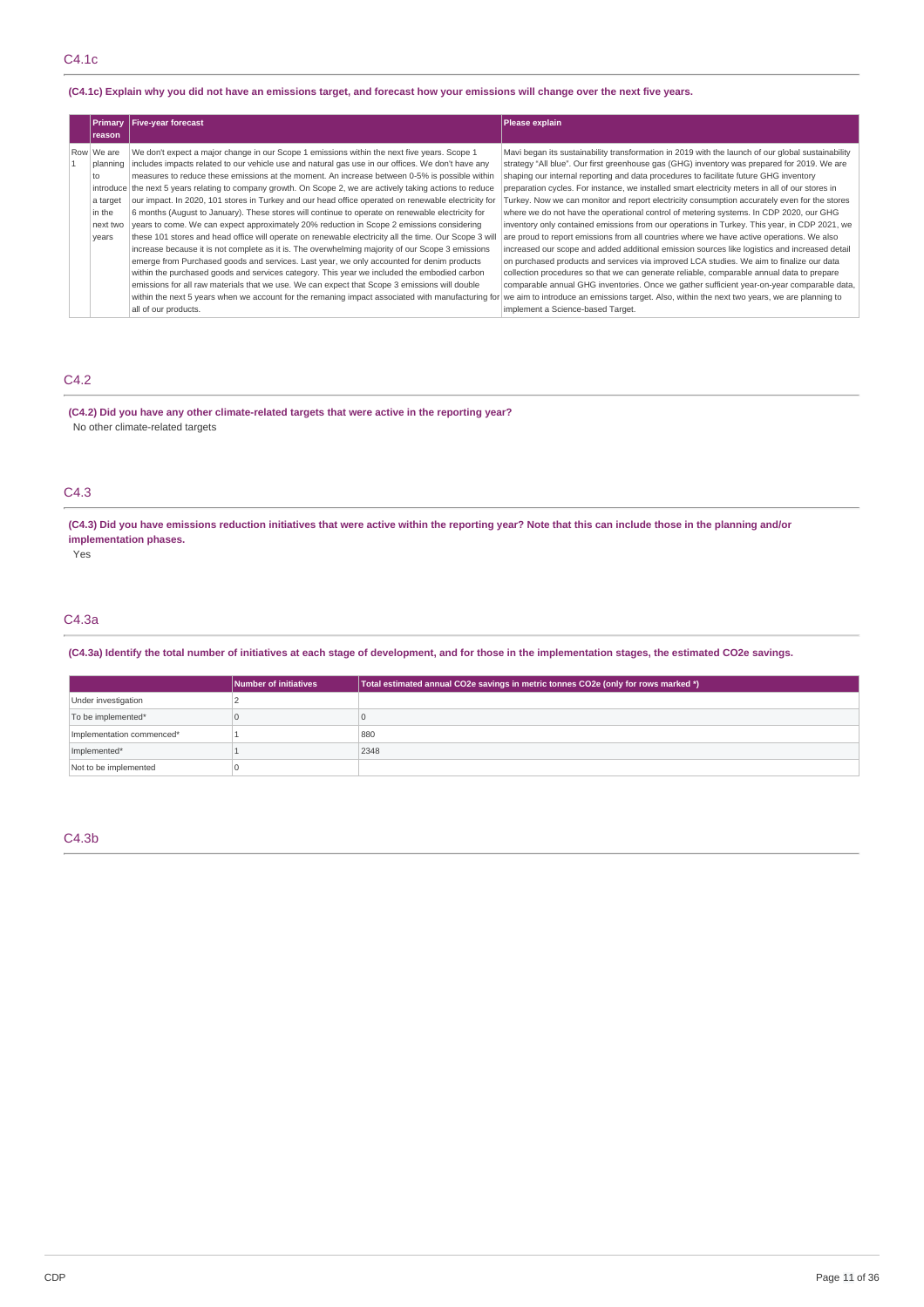## C4.1c

**(C4.1c) Explain why you did not have an emissions target, and forecast how your emissions will change over the next five years.**

| | Primary reason | Five-year forecast | Please explain |
|---|---|---|---|
| Row 1 | We are planning to introduce a target in the next two years | We don't expect a major change in our Scope 1 emissions within the next five years. Scope 1 includes impacts related to our vehicle use and natural gas use in our offices. We don't have any measures to reduce these emissions at the moment. An increase between 0-5% is possible within the next 5 years relating to company growth. On Scope 2, we are actively taking actions to reduce our impact. In 2020, 101 stores in Turkey and our head office operated on renewable electricity for 6 months (August to January). These stores will continue to operate on renewable electricity for years to come. We can expect approximately 20% reduction in Scope 2 emissions considering these 101 stores and head office will operate on renewable electricity all the time. Our Scope 3 will increase because it is not complete as it is. The overwhelming majority of our Scope 3 emissions emerge from Purchased goods and services. Last year, we only accounted for denim products within the purchased goods and services category. This year we included the embodied carbon emissions for all raw materials that we use. We can expect that Scope 3 emissions will double within the next 5 years when we account for the remaning impact associated with manufacturing for all of our products. | Mavi began its sustainability transformation in 2019 with the launch of our global sustainability strategy "All blue". Our first greenhouse gas (GHG) inventory was prepared for 2019. We are shaping our internal reporting and data procedures to facilitate future GHG inventory preparation cycles. For instance, we installed smart electricity meters in all of our stores in Turkey. Now we can monitor and report electricity consumption accurately even for the stores where we do not have the operational control of metering systems. In CDP 2020, our GHG inventory only contained emissions from our operations in Turkey. This year, in CDP 2021, we are proud to report emissions from all countries where we have active operations. We also increased our scope and added additional emission sources like logistics and increased detail on purchased products and services via improved LCA studies. We aim to finalize our data collection procedures so that we can generate reliable, comparable annual data to prepare comparable annual GHG inventories. Once we gather sufficient year-on-year comparable data, we aim to introduce an emissions target. Also, within the next two years, we are planning to implement a Science-based Target. |

## C4.2

**(C4.2) Did you have any other climate-related targets that were active in the reporting year?**

No other climate-related targets

## C4.3

**(C4.3) Did you have emissions reduction initiatives that were active within the reporting year? Note that this can include those in the planning and/or implementation phases.**

Yes

## C4.3a

**(C4.3a) Identify the total number of initiatives at each stage of development, and for those in the implementation stages, the estimated CO2e savings.**

| | Number of initiatives | Total estimated annual CO2e savings in metric tonnes CO2e (only for rows marked *) |
|---|---|---|
| Under investigation | 2 | |
| To be implemented* | 0 | 0 |
| Implementation commenced* | 1 | 880 |
| Implemented* | 1 | 2348 |
| Not to be implemented | 0 | |

## C4.3b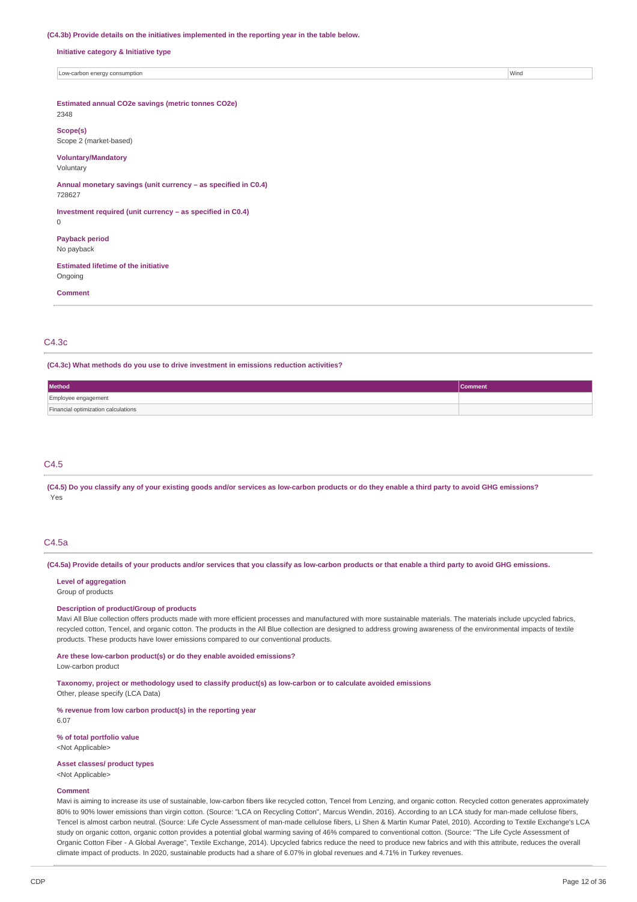**(C4.3b) Provide details on the initiatives implemented in the reporting year in the table below.**

**Initiative category & Initiative type**

| Low-carbon energy consumption | Wind |
|---|---|

**Estimated annual CO2e savings (metric tonnes CO2e)**
2348

**Scope(s)**
Scope 2 (market-based)

**Voluntary/Mandatory**
Voluntary

**Annual monetary savings (unit currency – as specified in C0.4)**
728627

**Investment required (unit currency – as specified in C0.4)**
0

**Payback period**
No payback

**Estimated lifetime of the initiative**
Ongoing

**Comment**

## C4.3c

**(C4.3c) What methods do you use to drive investment in emissions reduction activities?**

| Method | Comment |
|---|---|
| Employee engagement | |
| Financial optimization calculations | |

## C4.5

**(C4.5) Do you classify any of your existing goods and/or services as low-carbon products or do they enable a third party to avoid GHG emissions?**
Yes

## C4.5a

**(C4.5a) Provide details of your products and/or services that you classify as low-carbon products or that enable a third party to avoid GHG emissions.**

**Level of aggregation**
Group of products

**Description of product/Group of products**
Mavi All Blue collection offers products made with more efficient processes and manufactured with more sustainable materials. The materials include upcycled fabrics, recycled cotton, Tencel, and organic cotton. The products in the All Blue collection are designed to address growing awareness of the environmental impacts of textile products. These products have lower emissions compared to our conventional products.

**Are these low-carbon product(s) or do they enable avoided emissions?**
Low-carbon product

**Taxonomy, project or methodology used to classify product(s) as low-carbon or to calculate avoided emissions**
Other, please specify (LCA Data)

**% revenue from low carbon product(s) in the reporting year**
6.07

**% of total portfolio value**
<Not Applicable>

**Asset classes/ product types**
<Not Applicable>

**Comment**
Mavi is aiming to increase its use of sustainable, low-carbon fibers like recycled cotton, Tencel from Lenzing, and organic cotton. Recycled cotton generates approximately 80% to 90% lower emissions than virgin cotton. (Source: "LCA on Recycling Cotton", Marcus Wendin, 2016). According to an LCA study for man-made cellulose fibers, Tencel is almost carbon neutral. (Source: Life Cycle Assessment of man-made cellulose fibers, Li Shen & Martin Kumar Patel, 2010). According to Textile Exchange's LCA study on organic cotton, organic cotton provides a potential global warming saving of 46% compared to conventional cotton. (Source: "The Life Cycle Assessment of Organic Cotton Fiber - A Global Average", Textile Exchange, 2014). Upcycled fabrics reduce the need to produce new fabrics and with this attribute, reduces the overall climate impact of products. In 2020, sustainable products had a share of 6.07% in global revenues and 4.71% in Turkey revenues.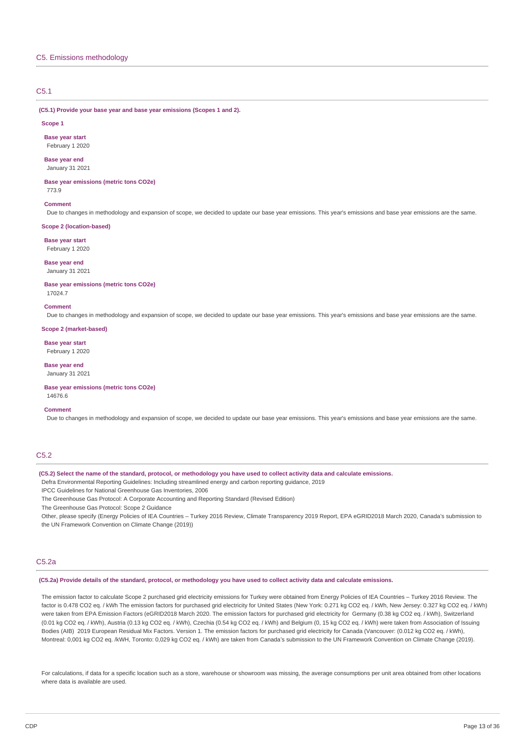## C5. Emissions methodology

### C5.1

**(C5.1) Provide your base year and base year emissions (Scopes 1 and 2).**

**Scope 1**

**Base year start**
February 1 2020

**Base year end**
January 31 2021

**Base year emissions (metric tons CO2e)**
773.9

**Comment**
Due to changes in methodology and expansion of scope, we decided to update our base year emissions. This year's emissions and base year emissions are the same.

**Scope 2 (location-based)**

**Base year start**
February 1 2020

**Base year end**
January 31 2021

**Base year emissions (metric tons CO2e)**
17024.7

**Comment**
Due to changes in methodology and expansion of scope, we decided to update our base year emissions. This year's emissions and base year emissions are the same.

**Scope 2 (market-based)**

**Base year start**
February 1 2020

**Base year end**
January 31 2021

**Base year emissions (metric tons CO2e)**
14676.6

**Comment**
Due to changes in methodology and expansion of scope, we decided to update our base year emissions. This year's emissions and base year emissions are the same.

### C5.2

**(C5.2) Select the name of the standard, protocol, or methodology you have used to collect activity data and calculate emissions.**

Defra Environmental Reporting Guidelines: Including streamlined energy and carbon reporting guidance, 2019
IPCC Guidelines for National Greenhouse Gas Inventories, 2006
The Greenhouse Gas Protocol: A Corporate Accounting and Reporting Standard (Revised Edition)
The Greenhouse Gas Protocol: Scope 2 Guidance
Other, please specify (Energy Policies of IEA Countries – Turkey 2016 Review, Climate Transparency 2019 Report, EPA eGRID2018 March 2020, Canada's submission to the UN Framework Convention on Climate Change (2019))

### C5.2a

**(C5.2a) Provide details of the standard, protocol, or methodology you have used to collect activity data and calculate emissions.**

The emission factor to calculate Scope 2 purchased grid electricity emissions for Turkey were obtained from Energy Policies of IEA Countries – Turkey 2016 Review. The factor is 0.478 CO2 eq. / kWh The emission factors for purchased grid electricity for United States (New York: 0.271 kg CO2 eq. / kWh, New Jersey: 0.327 kg CO2 eq. / kWh) were taken from EPA Emission Factors (eGRID2018 March 2020. The emission factors for purchased grid electricity for Germany (0.38 kg CO2 eq. / kWh), Switzerland (0.01 kg CO2 eq. / kWh), Austria (0.13 kg CO2 eq. / kWh), Czechia (0.54 kg CO2 eq. / kWh) and Belgium (0, 15 kg CO2 eq. / kWh) were taken from Association of Issuing Bodies (AIB) 2019 European Residual Mix Factors. Version 1. The emission factors for purchased grid electricity for Canada (Vancouver: (0.012 kg CO2 eq. / kWh), Montreal: 0,001 kg CO2 eq. /kWH, Toronto: 0,029 kg CO2 eq. / kWh) are taken from Canada's submission to the UN Framework Convention on Climate Change (2019).

For calculations, if data for a specific location such as a store, warehouse or showroom was missing, the average consumptions per unit area obtained from other locations where data is available are used.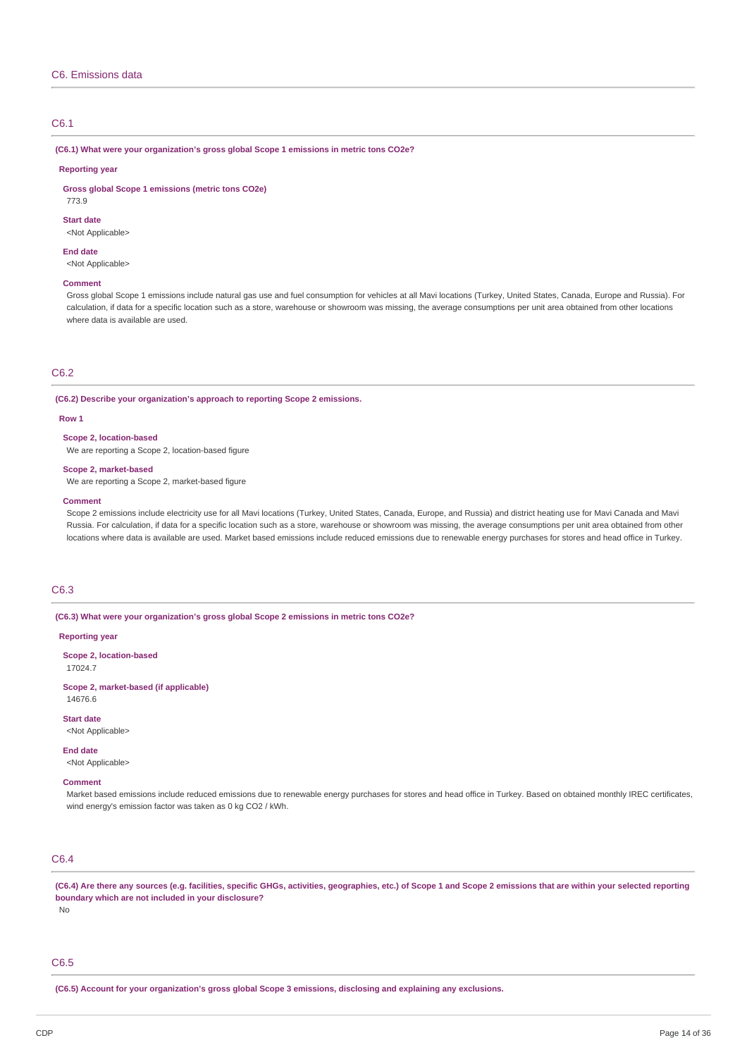## C6. Emissions data

### C6.1

**(C6.1) What were your organization's gross global Scope 1 emissions in metric tons CO2e?**

**Reporting year**

**Gross global Scope 1 emissions (metric tons CO2e)**
773.9

**Start date**
<Not Applicable>

**End date**
<Not Applicable>

**Comment**
Gross global Scope 1 emissions include natural gas use and fuel consumption for vehicles at all Mavi locations (Turkey, United States, Canada, Europe and Russia). For calculation, if data for a specific location such as a store, warehouse or showroom was missing, the average consumptions per unit area obtained from other locations where data is available are used.

### C6.2

**(C6.2) Describe your organization's approach to reporting Scope 2 emissions.**

**Row 1**

**Scope 2, location-based**
We are reporting a Scope 2, location-based figure

**Scope 2, market-based**
We are reporting a Scope 2, market-based figure

**Comment**
Scope 2 emissions include electricity use for all Mavi locations (Turkey, United States, Canada, Europe, and Russia) and district heating use for Mavi Canada and Mavi Russia. For calculation, if data for a specific location such as a store, warehouse or showroom was missing, the average consumptions per unit area obtained from other locations where data is available are used. Market based emissions include reduced emissions due to renewable energy purchases for stores and head office in Turkey.

### C6.3

**(C6.3) What were your organization's gross global Scope 2 emissions in metric tons CO2e?**

**Reporting year**

**Scope 2, location-based**
17024.7

**Scope 2, market-based (if applicable)**
14676.6

**Start date**
<Not Applicable>

**End date**
<Not Applicable>

**Comment**
Market based emissions include reduced emissions due to renewable energy purchases for stores and head office in Turkey. Based on obtained monthly IREC certificates, wind energy's emission factor was taken as 0 kg CO2 / kWh.

### C6.4

**(C6.4) Are there any sources (e.g. facilities, specific GHGs, activities, geographies, etc.) of Scope 1 and Scope 2 emissions that are within your selected reporting boundary which are not included in your disclosure?**
No

### C6.5

**(C6.5) Account for your organization's gross global Scope 3 emissions, disclosing and explaining any exclusions.**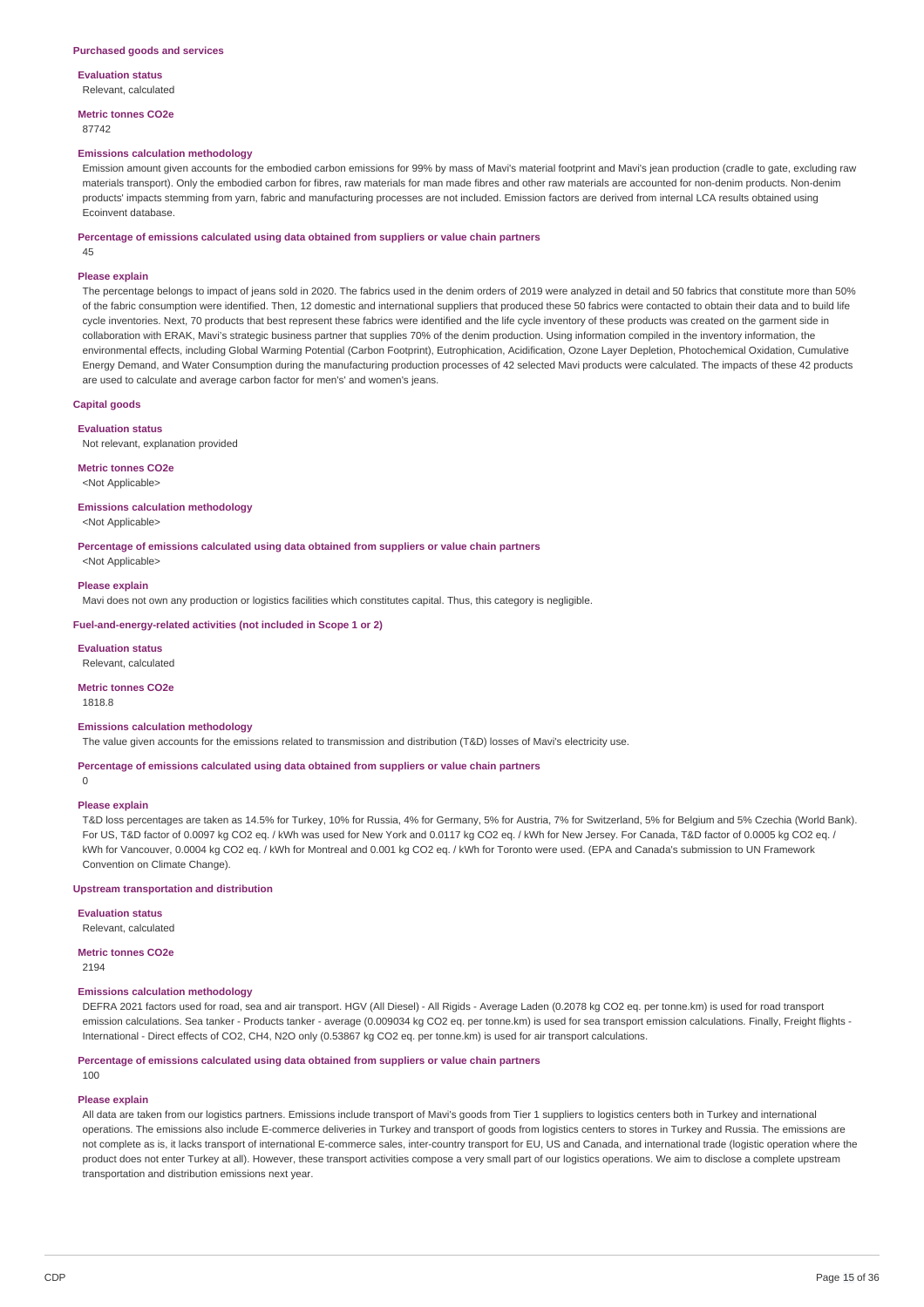### Purchased goods and services

**Evaluation status**

Relevant, calculated

**Metric tonnes CO2e**

87742

**Emissions calculation methodology**

Emission amount given accounts for the embodied carbon emissions for 99% by mass of Mavi's material footprint and Mavi's jean production (cradle to gate, excluding raw materials transport). Only the embodied carbon for fibres, raw materials for man made fibres and other raw materials are accounted for non-denim products. Non-denim products' impacts stemming from yarn, fabric and manufacturing processes are not included. Emission factors are derived from internal LCA results obtained using Ecoinvent database.

**Percentage of emissions calculated using data obtained from suppliers or value chain partners**

45

**Please explain**

The percentage belongs to impact of jeans sold in 2020. The fabrics used in the denim orders of 2019 were analyzed in detail and 50 fabrics that constitute more than 50% of the fabric consumption were identified. Then, 12 domestic and international suppliers that produced these 50 fabrics were contacted to obtain their data and to build life cycle inventories. Next, 70 products that best represent these fabrics were identified and the life cycle inventory of these products was created on the garment side in collaboration with ERAK, Mavi's strategic business partner that supplies 70% of the denim production. Using information compiled in the inventory information, the environmental effects, including Global Warming Potential (Carbon Footprint), Eutrophication, Acidification, Ozone Layer Depletion, Photochemical Oxidation, Cumulative Energy Demand, and Water Consumption during the manufacturing production processes of 42 selected Mavi products were calculated. The impacts of these 42 products are used to calculate and average carbon factor for men's' and women's jeans.

### Capital goods

**Evaluation status**

Not relevant, explanation provided

**Metric tonnes CO2e**

<Not Applicable>

**Emissions calculation methodology**

<Not Applicable>

**Percentage of emissions calculated using data obtained from suppliers or value chain partners**

<Not Applicable>

**Please explain**

Mavi does not own any production or logistics facilities which constitutes capital. Thus, this category is negligible.

### Fuel-and-energy-related activities (not included in Scope 1 or 2)

**Evaluation status**

Relevant, calculated

**Metric tonnes CO2e**

1818.8

**Emissions calculation methodology**

The value given accounts for the emissions related to transmission and distribution (T&D) losses of Mavi's electricity use.

**Percentage of emissions calculated using data obtained from suppliers or value chain partners**

0

**Please explain**

T&D loss percentages are taken as 14.5% for Turkey, 10% for Russia, 4% for Germany, 5% for Austria, 7% for Switzerland, 5% for Belgium and 5% Czechia (World Bank). For US, T&D factor of 0.0097 kg CO2 eq. / kWh was used for New York and 0.0117 kg CO2 eq. / kWh for New Jersey. For Canada, T&D factor of 0.0005 kg CO2 eq. / kWh for Vancouver, 0.0004 kg CO2 eq. / kWh for Montreal and 0.001 kg CO2 eq. / kWh for Toronto were used. (EPA and Canada's submission to UN Framework Convention on Climate Change).

### Upstream transportation and distribution

**Evaluation status**

Relevant, calculated

**Metric tonnes CO2e**

2194

**Emissions calculation methodology**

DEFRA 2021 factors used for road, sea and air transport. HGV (All Diesel) - All Rigids - Average Laden (0.2078 kg CO2 eq. per tonne.km) is used for road transport emission calculations. Sea tanker - Products tanker - average (0.009034 kg CO2 eq. per tonne.km) is used for sea transport emission calculations. Finally, Freight flights - International - Direct effects of CO2, CH4, N2O only (0.53867 kg CO2 eq. per tonne.km) is used for air transport calculations.

**Percentage of emissions calculated using data obtained from suppliers or value chain partners**

100

**Please explain**

All data are taken from our logistics partners. Emissions include transport of Mavi's goods from Tier 1 suppliers to logistics centers both in Turkey and international operations. The emissions also include E-commerce deliveries in Turkey and transport of goods from logistics centers to stores in Turkey and Russia. The emissions are not complete as is, it lacks transport of international E-commerce sales, inter-country transport for EU, US and Canada, and international trade (logistic operation where the product does not enter Turkey at all). However, these transport activities compose a very small part of our logistics operations. We aim to disclose a complete upstream transportation and distribution emissions next year.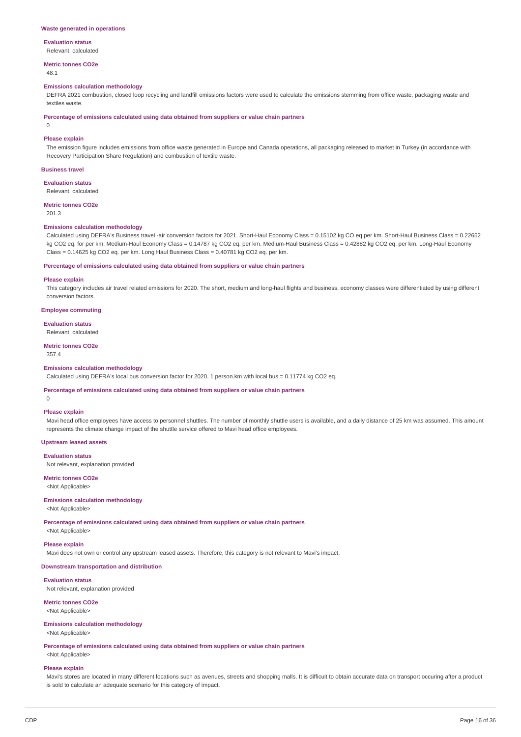#### Waste generated in operations

**Evaluation status**

Relevant, calculated

**Metric tonnes CO2e**

48.1

**Emissions calculation methodology**

DEFRA 2021 combustion, closed loop recycling and landfill emissions factors were used to calculate the emissions stemming from office waste, packaging waste and textiles waste.

**Percentage of emissions calculated using data obtained from suppliers or value chain partners**

0

**Please explain**

The emission figure includes emissions from office waste generated in Europe and Canada operations, all packaging released to market in Turkey (in accordance with Recovery Participation Share Regulation) and combustion of textile waste.

#### Business travel

**Evaluation status**

Relevant, calculated

**Metric tonnes CO2e**

201.3

**Emissions calculation methodology**

Calculated using DEFRA's Business travel -air conversion factors for 2021. Short-Haul Economy Class = 0.15102 kg CO eq per km. Short-Haul Business Class = 0.22652 kg CO2 eq. for per km. Medium-Haul Economy Class = 0.14787 kg CO2 eq. per km. Medium-Haul Business Class = 0.42882 kg CO2 eq. per km. Long-Haul Economy Class = 0.14625 kg CO2 eq. per km. Long Haul Business Class = 0.40781 kg CO2 eq. per km.

**Percentage of emissions calculated using data obtained from suppliers or value chain partners**

**Please explain**

This category includes air travel related emissions for 2020. The short, medium and long-haul flights and business, economy classes were differentiated by using different conversion factors.

#### Employee commuting

**Evaluation status**

Relevant, calculated

**Metric tonnes CO2e**

357.4

**Emissions calculation methodology**

Calculated using DEFRA's local bus conversion factor for 2020. 1 person.km with local bus = 0.11774 kg CO2 eq.

**Percentage of emissions calculated using data obtained from suppliers or value chain partners**

0

**Please explain**

Mavi head office employees have access to personnel shuttles. The number of monthly shuttle users is available, and a daily distance of 25 km was assumed. This amount represents the climate change impact of the shuttle service offered to Mavi head office employees.

#### Upstream leased assets

**Evaluation status**

Not relevant, explanation provided

**Metric tonnes CO2e**

<Not Applicable>

**Emissions calculation methodology**

<Not Applicable>

**Percentage of emissions calculated using data obtained from suppliers or value chain partners**

<Not Applicable>

**Please explain**

Mavi does not own or control any upstream leased assets. Therefore, this category is not relevant to Mavi's impact.

#### Downstream transportation and distribution

**Evaluation status**

Not relevant, explanation provided

**Metric tonnes CO2e**

<Not Applicable>

**Emissions calculation methodology**

<Not Applicable>

**Percentage of emissions calculated using data obtained from suppliers or value chain partners**

<Not Applicable>

**Please explain**

Mavi's stores are located in many different locations such as avenues, streets and shopping malls. It is difficult to obtain accurate data on transport occuring after a product is sold to calculate an adequate scenario for this category of impact.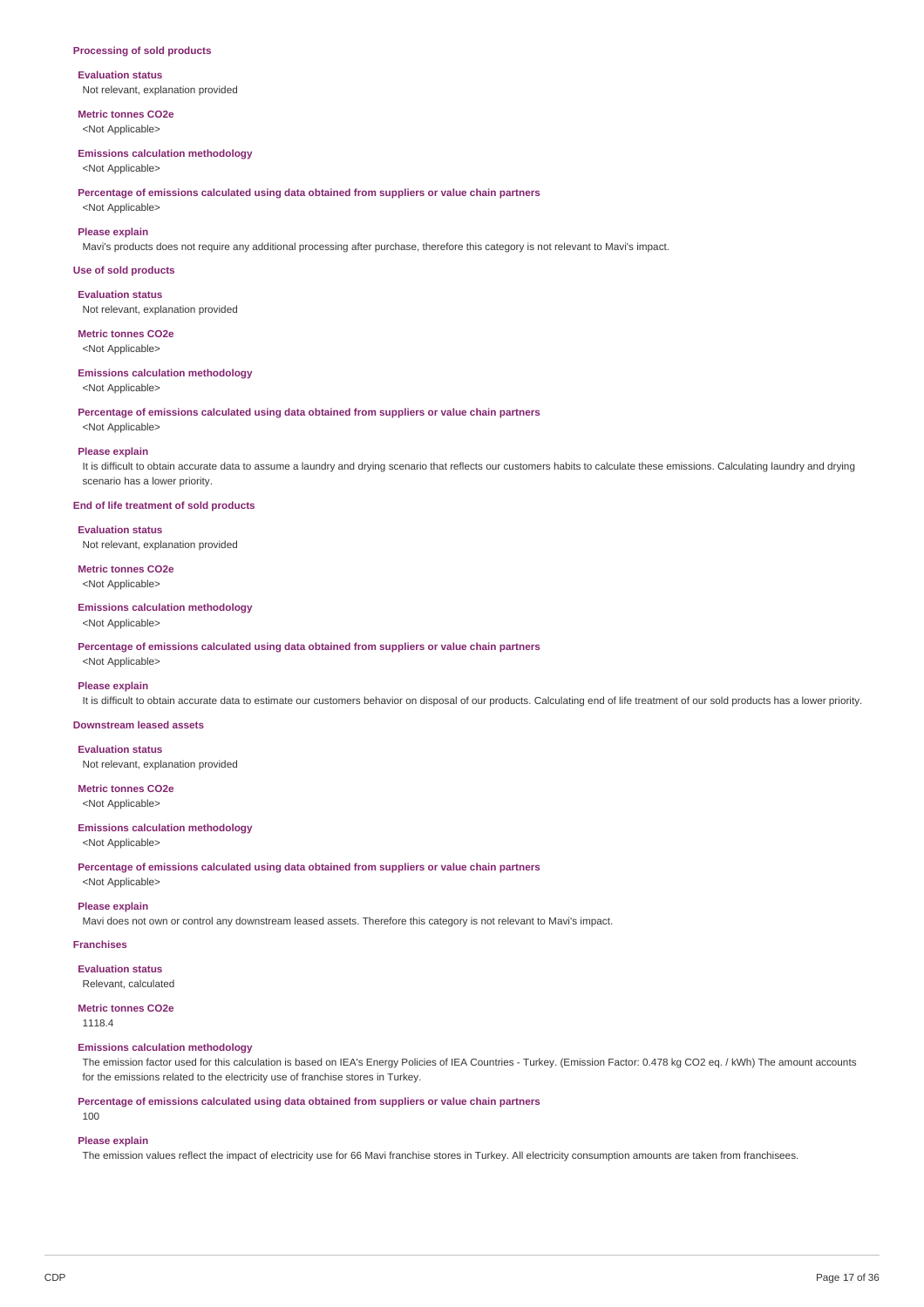### Processing of sold products

**Evaluation status**

Not relevant, explanation provided

**Metric tonnes CO2e**

<Not Applicable>

**Emissions calculation methodology**

<Not Applicable>

**Percentage of emissions calculated using data obtained from suppliers or value chain partners**

<Not Applicable>

**Please explain**

Mavi's products does not require any additional processing after purchase, therefore this category is not relevant to Mavi's impact.

### Use of sold products

**Evaluation status**

Not relevant, explanation provided

**Metric tonnes CO2e**

<Not Applicable>

**Emissions calculation methodology**

<Not Applicable>

**Percentage of emissions calculated using data obtained from suppliers or value chain partners**

<Not Applicable>

**Please explain**

It is difficult to obtain accurate data to assume a laundry and drying scenario that reflects our customers habits to calculate these emissions. Calculating laundry and drying scenario has a lower priority.

### End of life treatment of sold products

**Evaluation status**

Not relevant, explanation provided

**Metric tonnes CO2e**

<Not Applicable>

**Emissions calculation methodology**

<Not Applicable>

**Percentage of emissions calculated using data obtained from suppliers or value chain partners**

<Not Applicable>

**Please explain**

It is difficult to obtain accurate data to estimate our customers behavior on disposal of our products. Calculating end of life treatment of our sold products has a lower priority.

### Downstream leased assets

**Evaluation status**

Not relevant, explanation provided

**Metric tonnes CO2e**

<Not Applicable>

**Emissions calculation methodology**

<Not Applicable>

**Percentage of emissions calculated using data obtained from suppliers or value chain partners**

<Not Applicable>

**Please explain**

Mavi does not own or control any downstream leased assets. Therefore this category is not relevant to Mavi's impact.

### Franchises

**Evaluation status**

Relevant, calculated

**Metric tonnes CO2e**

1118.4

**Emissions calculation methodology**

The emission factor used for this calculation is based on IEA's Energy Policies of IEA Countries - Turkey. (Emission Factor: 0.478 kg CO2 eq. / kWh) The amount accounts for the emissions related to the electricity use of franchise stores in Turkey.

**Percentage of emissions calculated using data obtained from suppliers or value chain partners**

100

**Please explain**

The emission values reflect the impact of electricity use for 66 Mavi franchise stores in Turkey. All electricity consumption amounts are taken from franchisees.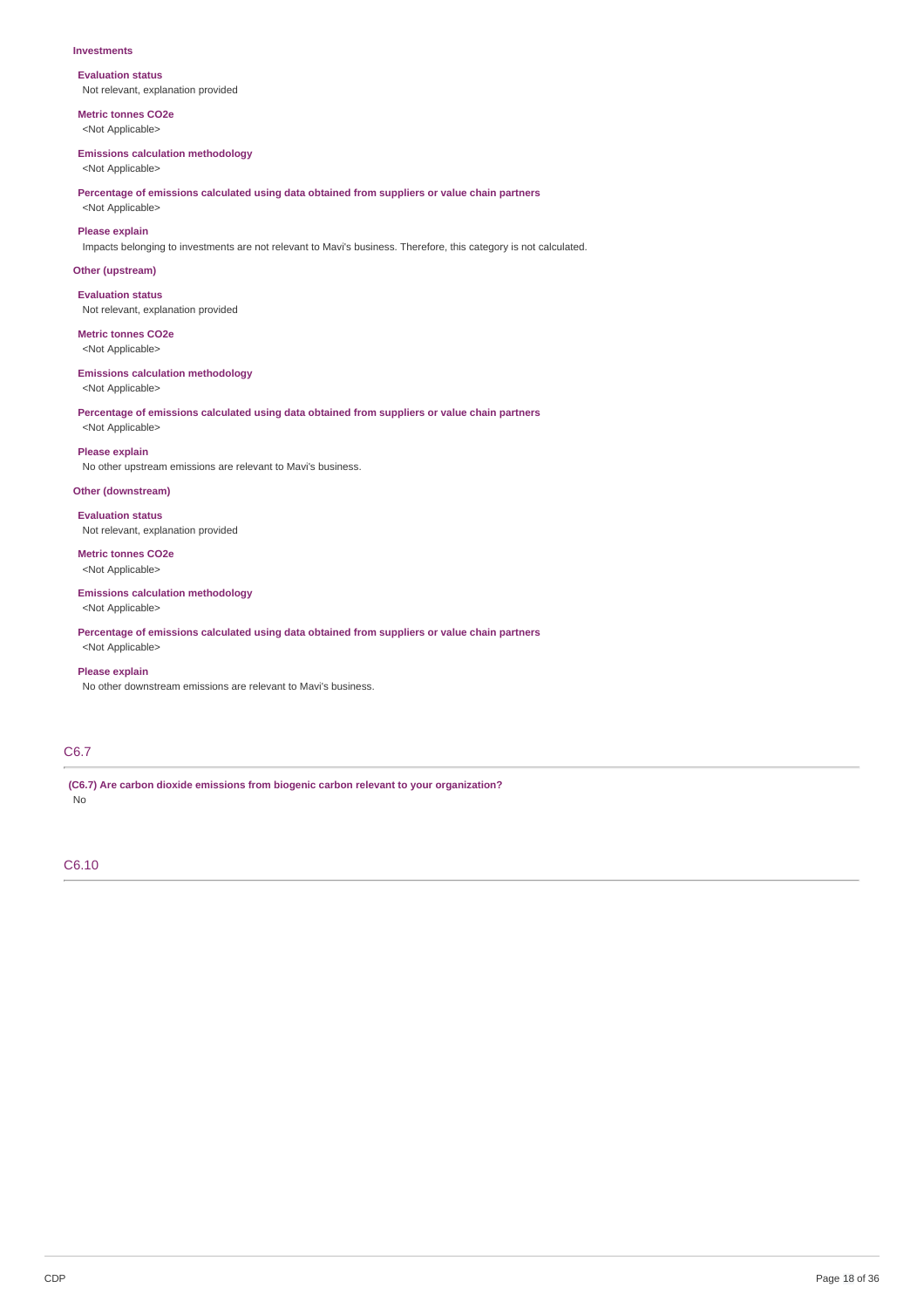**Investments**

**Evaluation status**
Not relevant, explanation provided

**Metric tonnes CO2e**
<Not Applicable>

**Emissions calculation methodology**
<Not Applicable>

**Percentage of emissions calculated using data obtained from suppliers or value chain partners**
<Not Applicable>

**Please explain**
Impacts belonging to investments are not relevant to Mavi's business. Therefore, this category is not calculated.

**Other (upstream)**

**Evaluation status**
Not relevant, explanation provided

**Metric tonnes CO2e**
<Not Applicable>

**Emissions calculation methodology**
<Not Applicable>

**Percentage of emissions calculated using data obtained from suppliers or value chain partners**
<Not Applicable>

**Please explain**
No other upstream emissions are relevant to Mavi's business.

**Other (downstream)**

**Evaluation status**
Not relevant, explanation provided

**Metric tonnes CO2e**
<Not Applicable>

**Emissions calculation methodology**
<Not Applicable>

**Percentage of emissions calculated using data obtained from suppliers or value chain partners**
<Not Applicable>

**Please explain**
No other downstream emissions are relevant to Mavi's business.

## C6.7

**(C6.7) Are carbon dioxide emissions from biogenic carbon relevant to your organization?**
No

## C6.10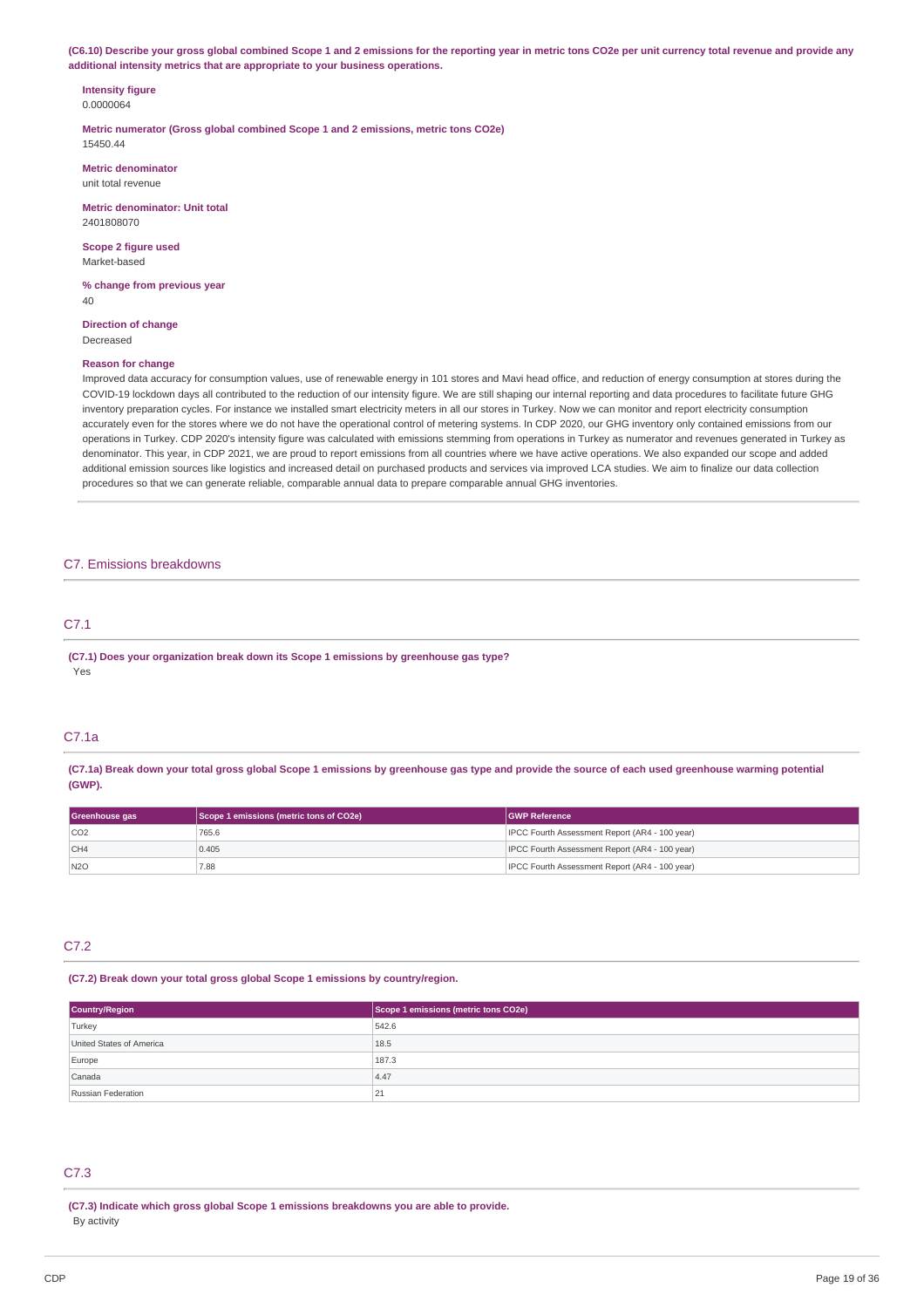**(C6.10) Describe your gross global combined Scope 1 and 2 emissions for the reporting year in metric tons CO2e per unit currency total revenue and provide any additional intensity metrics that are appropriate to your business operations.**

**Intensity figure**
0.0000064

**Metric numerator (Gross global combined Scope 1 and 2 emissions, metric tons CO2e)**
15450.44

**Metric denominator**
unit total revenue

**Metric denominator: Unit total**
2401808070

**Scope 2 figure used**
Market-based

**% change from previous year**
40

**Direction of change**
Decreased

**Reason for change**
Improved data accuracy for consumption values, use of renewable energy in 101 stores and Mavi head office, and reduction of energy consumption at stores during the COVID-19 lockdown days all contributed to the reduction of our intensity figure. We are still shaping our internal reporting and data procedures to facilitate future GHG inventory preparation cycles. For instance we installed smart electricity meters in all our stores in Turkey. Now we can monitor and report electricity consumption accurately even for the stores where we do not have the operational control of metering systems. In CDP 2020, our GHG inventory only contained emissions from our operations in Turkey. CDP 2020's intensity figure was calculated with emissions stemming from operations in Turkey as numerator and revenues generated in Turkey as denominator. This year, in CDP 2021, we are proud to report emissions from all countries where we have active operations. We also expanded our scope and added additional emission sources like logistics and increased detail on purchased products and services via improved LCA studies. We aim to finalize our data collection procedures so that we can generate reliable, comparable annual data to prepare comparable annual GHG inventories.

## C7. Emissions breakdowns

### C7.1

**(C7.1) Does your organization break down its Scope 1 emissions by greenhouse gas type?**
Yes

### C7.1a

**(C7.1a) Break down your total gross global Scope 1 emissions by greenhouse gas type and provide the source of each used greenhouse warming potential (GWP).**

| Greenhouse gas | Scope 1 emissions (metric tons of CO2e) | GWP Reference |
|---|---|---|
| CO2 | 765.6 | IPCC Fourth Assessment Report (AR4 - 100 year) |
| CH4 | 0.405 | IPCC Fourth Assessment Report (AR4 - 100 year) |
| N2O | 7.88 | IPCC Fourth Assessment Report (AR4 - 100 year) |

### C7.2

**(C7.2) Break down your total gross global Scope 1 emissions by country/region.**

| Country/Region | Scope 1 emissions (metric tons CO2e) |
|---|---|
| Turkey | 542.6 |
| United States of America | 18.5 |
| Europe | 187.3 |
| Canada | 4.47 |
| Russian Federation | 21 |

### C7.3

**(C7.3) Indicate which gross global Scope 1 emissions breakdowns you are able to provide.**
By activity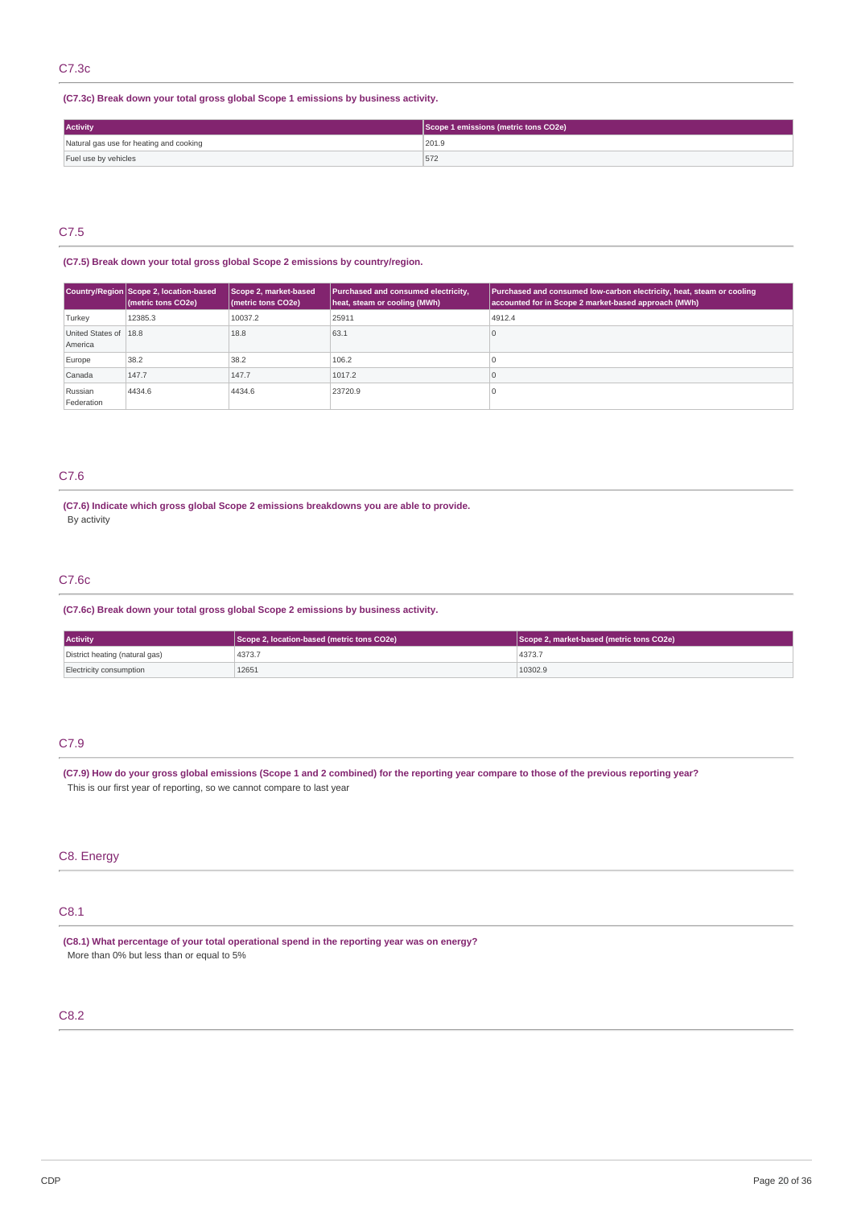## C7.3c

**(C7.3c) Break down your total gross global Scope 1 emissions by business activity.**

| Activity | Scope 1 emissions (metric tons CO2e) |
|---|---|
| Natural gas use for heating and cooking | 201.9 |
| Fuel use by vehicles | 572 |

## C7.5

**(C7.5) Break down your total gross global Scope 2 emissions by country/region.**

| Country/Region | Scope 2, location-based (metric tons CO2e) | Scope 2, market-based (metric tons CO2e) | Purchased and consumed electricity, heat, steam or cooling (MWh) | Purchased and consumed low-carbon electricity, heat, steam or cooling accounted for in Scope 2 market-based approach (MWh) |
|---|---|---|---|---|
| Turkey | 12385.3 | 10037.2 | 25911 | 4912.4 |
| United States of America | 18.8 | 18.8 | 63.1 | 0 |
| Europe | 38.2 | 38.2 | 106.2 | 0 |
| Canada | 147.7 | 147.7 | 1017.2 | 0 |
| Russian Federation | 4434.6 | 4434.6 | 23720.9 | 0 |

## C7.6

**(C7.6) Indicate which gross global Scope 2 emissions breakdowns you are able to provide.**

By activity

## C7.6c

**(C7.6c) Break down your total gross global Scope 2 emissions by business activity.**

| Activity | Scope 2, location-based (metric tons CO2e) | Scope 2, market-based (metric tons CO2e) |
|---|---|---|
| District heating (natural gas) | 4373.7 | 4373.7 |
| Electricity consumption | 12651 | 10302.9 |

## C7.9

**(C7.9) How do your gross global emissions (Scope 1 and 2 combined) for the reporting year compare to those of the previous reporting year?**

This is our first year of reporting, so we cannot compare to last year

# C8. Energy

## C8.1

**(C8.1) What percentage of your total operational spend in the reporting year was on energy?**

More than 0% but less than or equal to 5%

## C8.2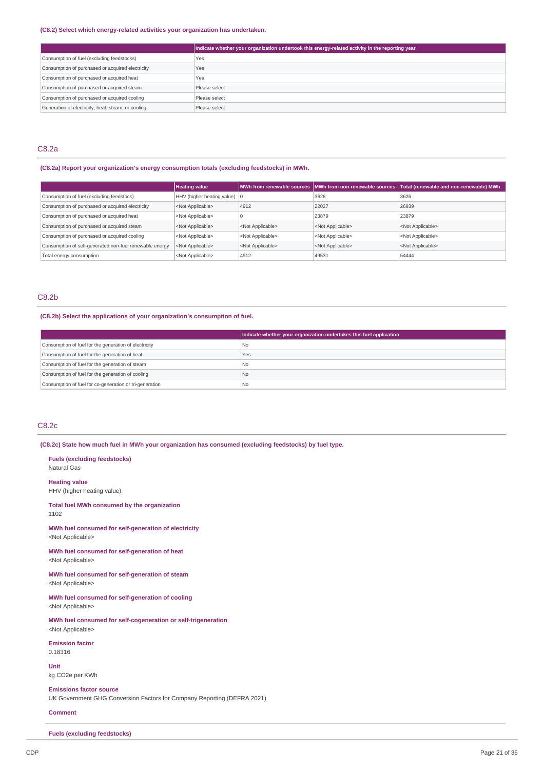**(C8.2) Select which energy-related activities your organization has undertaken.**

| | Indicate whether your organization undertook this energy-related activity in the reporting year |
|---|---|
| Consumption of fuel (excluding feedstocks) | Yes |
| Consumption of purchased or acquired electricity | Yes |
| Consumption of purchased or acquired heat | Yes |
| Consumption of purchased or acquired steam | Please select |
| Consumption of purchased or acquired cooling | Please select |
| Generation of electricity, heat, steam, or cooling | Please select |

## C8.2a

**(C8.2a) Report your organization's energy consumption totals (excluding feedstocks) in MWh.**

| | Heating value | MWh from renewable sources | MWh from non-renewable sources | Total (renewable and non-renewable) MWh |
|---|---|---|---|---|
| Consumption of fuel (excluding feedstock) | HHV (higher heating value) | 0 | 3626 | 3626 |
| Consumption of purchased or acquired electricity | <Not Applicable> | 4912 | 22027 | 26939 |
| Consumption of purchased or acquired heat | <Not Applicable> | 0 | 23879 | 23879 |
| Consumption of purchased or acquired steam | <Not Applicable> | <Not Applicable> | <Not Applicable> | <Not Applicable> |
| Consumption of purchased or acquired cooling | <Not Applicable> | <Not Applicable> | <Not Applicable> | <Not Applicable> |
| Consumption of self-generated non-fuel renewable energy | <Not Applicable> | <Not Applicable> | <Not Applicable> | <Not Applicable> |
| Total energy consumption | <Not Applicable> | 4912 | 49531 | 54444 |

## C8.2b

**(C8.2b) Select the applications of your organization's consumption of fuel.**

| | Indicate whether your organization undertakes this fuel application |
|---|---|
| Consumption of fuel for the generation of electricity | No |
| Consumption of fuel for the generation of heat | Yes |
| Consumption of fuel for the generation of steam | No |
| Consumption of fuel for the generation of cooling | No |
| Consumption of fuel for co-generation or tri-generation | No |

## C8.2c

**(C8.2c) State how much fuel in MWh your organization has consumed (excluding feedstocks) by fuel type.**

**Fuels (excluding feedstocks)**
Natural Gas

**Heating value**
HHV (higher heating value)

**Total fuel MWh consumed by the organization**
1102

**MWh fuel consumed for self-generation of electricity**
<Not Applicable>

**MWh fuel consumed for self-generation of heat**
<Not Applicable>

**MWh fuel consumed for self-generation of steam**
<Not Applicable>

**MWh fuel consumed for self-generation of cooling**
<Not Applicable>

**MWh fuel consumed for self-cogeneration or self-trigeneration**
<Not Applicable>

**Emission factor**
0.18316

**Unit**
kg CO2e per KWh

**Emissions factor source**
UK Government GHG Conversion Factors for Company Reporting (DEFRA 2021)

**Comment**

---

**Fuels (excluding feedstocks)**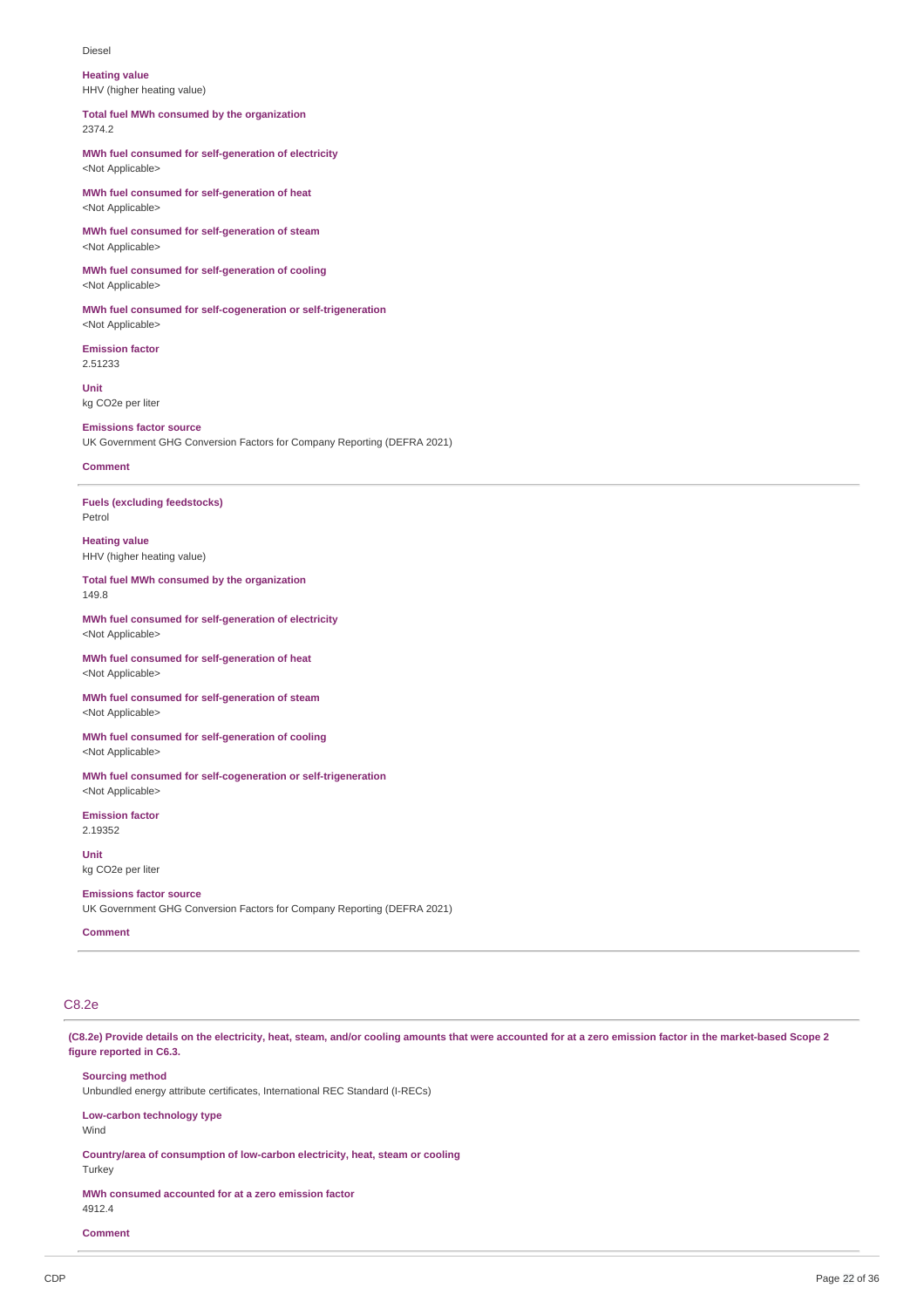Diesel

**Heating value**
HHV (higher heating value)

**Total fuel MWh consumed by the organization**
2374.2

**MWh fuel consumed for self-generation of electricity**
<Not Applicable>

**MWh fuel consumed for self-generation of heat**
<Not Applicable>

**MWh fuel consumed for self-generation of steam**
<Not Applicable>

**MWh fuel consumed for self-generation of cooling**
<Not Applicable>

**MWh fuel consumed for self-cogeneration or self-trigeneration**
<Not Applicable>

**Emission factor**
2.51233

**Unit**
kg CO2e per liter

**Emissions factor source**
UK Government GHG Conversion Factors for Company Reporting (DEFRA 2021)

**Comment**

---

**Fuels (excluding feedstocks)**
Petrol

**Heating value**
HHV (higher heating value)

**Total fuel MWh consumed by the organization**
149.8

**MWh fuel consumed for self-generation of electricity**
<Not Applicable>

**MWh fuel consumed for self-generation of heat**
<Not Applicable>

**MWh fuel consumed for self-generation of steam**
<Not Applicable>

**MWh fuel consumed for self-generation of cooling**
<Not Applicable>

**MWh fuel consumed for self-cogeneration or self-trigeneration**
<Not Applicable>

**Emission factor**
2.19352

**Unit**
kg CO2e per liter

**Emissions factor source**
UK Government GHG Conversion Factors for Company Reporting (DEFRA 2021)

**Comment**

---

## C8.2e

**(C8.2e) Provide details on the electricity, heat, steam, and/or cooling amounts that were accounted for at a zero emission factor in the market-based Scope 2 figure reported in C6.3.**

**Sourcing method**
Unbundled energy attribute certificates, International REC Standard (I-RECs)

**Low-carbon technology type**
Wind

**Country/area of consumption of low-carbon electricity, heat, steam or cooling**
Turkey

**MWh consumed accounted for at a zero emission factor**
4912.4

**Comment**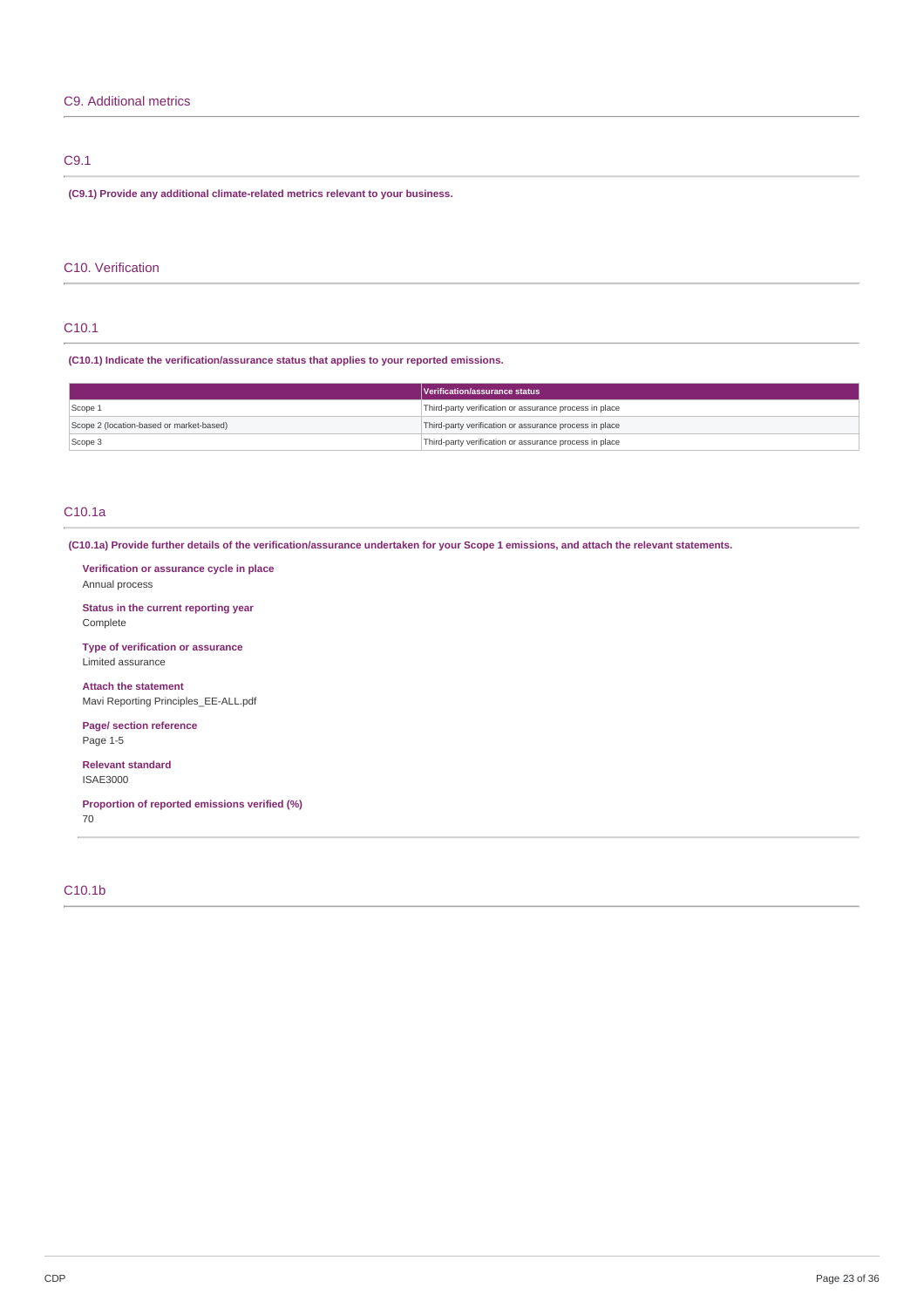## C9. Additional metrics

### C9.1

**(C9.1) Provide any additional climate-related metrics relevant to your business.**

## C10. Verification

### C10.1

**(C10.1) Indicate the verification/assurance status that applies to your reported emissions.**

| | Verification/assurance status |
|---|---|
| Scope 1 | Third-party verification or assurance process in place |
| Scope 2 (location-based or market-based) | Third-party verification or assurance process in place |
| Scope 3 | Third-party verification or assurance process in place |

### C10.1a

**(C10.1a) Provide further details of the verification/assurance undertaken for your Scope 1 emissions, and attach the relevant statements.**

**Verification or assurance cycle in place**
Annual process

**Status in the current reporting year**
Complete

**Type of verification or assurance**
Limited assurance

**Attach the statement**
Mavi Reporting Principles_EE-ALL.pdf

**Page/ section reference**
Page 1-5

**Relevant standard**
ISAE3000

**Proportion of reported emissions verified (%)**
70

### C10.1b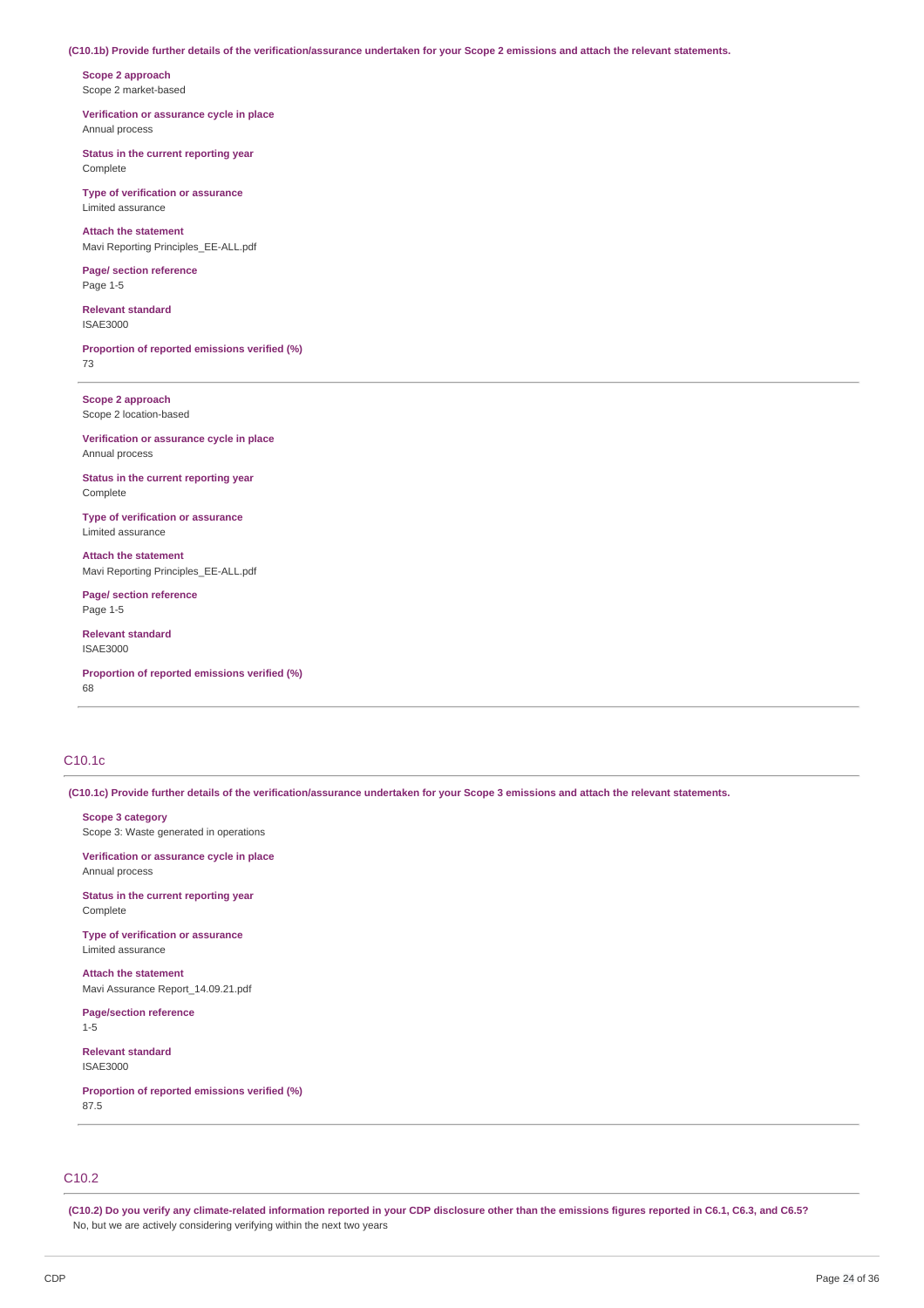**(C10.1b) Provide further details of the verification/assurance undertaken for your Scope 2 emissions and attach the relevant statements.**

**Scope 2 approach**
Scope 2 market-based

**Verification or assurance cycle in place**
Annual process

**Status in the current reporting year**
Complete

**Type of verification or assurance**
Limited assurance

**Attach the statement**
Mavi Reporting Principles_EE-ALL.pdf

**Page/ section reference**
Page 1-5

**Relevant standard**
ISAE3000

**Proportion of reported emissions verified (%)**
73

---

**Scope 2 approach**
Scope 2 location-based

**Verification or assurance cycle in place**
Annual process

**Status in the current reporting year**
Complete

**Type of verification or assurance**
Limited assurance

**Attach the statement**
Mavi Reporting Principles_EE-ALL.pdf

**Page/ section reference**
Page 1-5

**Relevant standard**
ISAE3000

**Proportion of reported emissions verified (%)**
68

---

## C10.1c

**(C10.1c) Provide further details of the verification/assurance undertaken for your Scope 3 emissions and attach the relevant statements.**

**Scope 3 category**
Scope 3: Waste generated in operations

**Verification or assurance cycle in place**
Annual process

**Status in the current reporting year**
Complete

**Type of verification or assurance**
Limited assurance

**Attach the statement**
Mavi Assurance Report_14.09.21.pdf

**Page/section reference**
1-5

**Relevant standard**
ISAE3000

**Proportion of reported emissions verified (%)**
87.5

---

## C10.2

**(C10.2) Do you verify any climate-related information reported in your CDP disclosure other than the emissions figures reported in C6.1, C6.3, and C6.5?**
No, but we are actively considering verifying within the next two years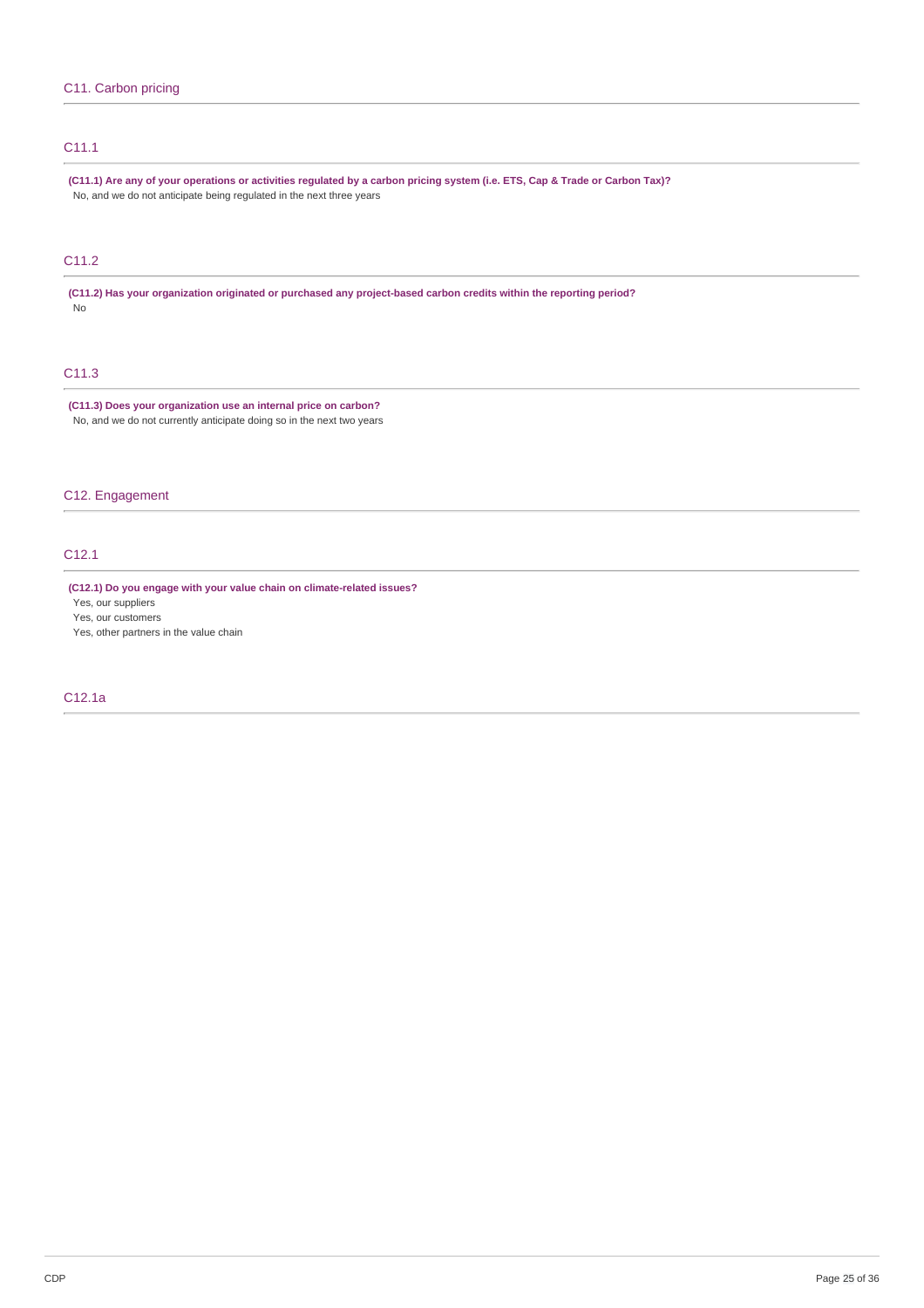## C11. Carbon pricing

### C11.1

**(C11.1) Are any of your operations or activities regulated by a carbon pricing system (i.e. ETS, Cap & Trade or Carbon Tax)?**

No, and we do not anticipate being regulated in the next three years

### C11.2

**(C11.2) Has your organization originated or purchased any project-based carbon credits within the reporting period?**

No

### C11.3

**(C11.3) Does your organization use an internal price on carbon?**

No, and we do not currently anticipate doing so in the next two years

## C12. Engagement

### C12.1

**(C12.1) Do you engage with your value chain on climate-related issues?**

Yes, our suppliers

Yes, our customers

Yes, other partners in the value chain

### C12.1a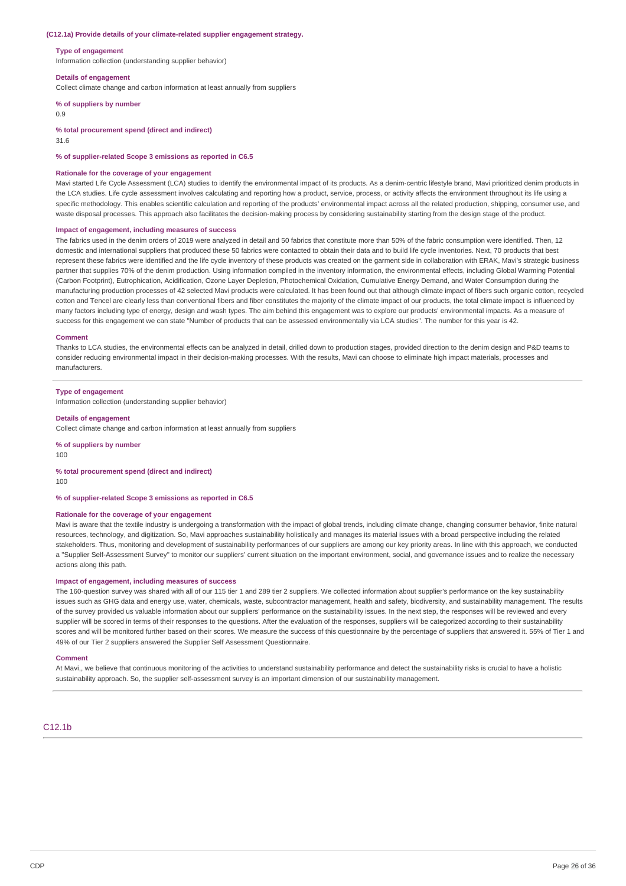**(C12.1a) Provide details of your climate-related supplier engagement strategy.**

**Type of engagement**

Information collection (understanding supplier behavior)

**Details of engagement**

Collect climate change and carbon information at least annually from suppliers

**% of suppliers by number**

0.9

**% total procurement spend (direct and indirect)**

31.6

**% of supplier-related Scope 3 emissions as reported in C6.5**

**Rationale for the coverage of your engagement**

Mavi started Life Cycle Assessment (LCA) studies to identify the environmental impact of its products. As a denim-centric lifestyle brand, Mavi prioritized denim products in the LCA studies. Life cycle assessment involves calculating and reporting how a product, service, process, or activity affects the environment throughout its life using a specific methodology. This enables scientific calculation and reporting of the products' environmental impact across all the related production, shipping, consumer use, and waste disposal processes. This approach also facilitates the decision-making process by considering sustainability starting from the design stage of the product.

**Impact of engagement, including measures of success**

The fabrics used in the denim orders of 2019 were analyzed in detail and 50 fabrics that constitute more than 50% of the fabric consumption were identified. Then, 12 domestic and international suppliers that produced these 50 fabrics were contacted to obtain their data and to build life cycle inventories. Next, 70 products that best represent these fabrics were identified and the life cycle inventory of these products was created on the garment side in collaboration with ERAK, Mavi's strategic business partner that supplies 70% of the denim production. Using information compiled in the inventory information, the environmental effects, including Global Warming Potential (Carbon Footprint), Eutrophication, Acidification, Ozone Layer Depletion, Photochemical Oxidation, Cumulative Energy Demand, and Water Consumption during the manufacturing production processes of 42 selected Mavi products were calculated. It has been found out that although climate impact of fibers such organic cotton, recycled cotton and Tencel are clearly less than conventional fibers and fiber constitutes the majority of the climate impact of our products, the total climate impact is influenced by many factors including type of energy, design and wash types. The aim behind this engagement was to explore our products' environmental impacts. As a measure of success for this engagement we can state "Number of products that can be assessed environmentally via LCA studies". The number for this year is 42.

**Comment**

Thanks to LCA studies, the environmental effects can be analyzed in detail, drilled down to production stages, provided direction to the denim design and P&D teams to consider reducing environmental impact in their decision-making processes. With the results, Mavi can choose to eliminate high impact materials, processes and manufacturers.

---

**Type of engagement**

Information collection (understanding supplier behavior)

**Details of engagement**

Collect climate change and carbon information at least annually from suppliers

**% of suppliers by number**

100

**% total procurement spend (direct and indirect)**

100

**% of supplier-related Scope 3 emissions as reported in C6.5**

**Rationale for the coverage of your engagement**

Mavi is aware that the textile industry is undergoing a transformation with the impact of global trends, including climate change, changing consumer behavior, finite natural resources, technology, and digitization. So, Mavi approaches sustainability holistically and manages its material issues with a broad perspective including the related stakeholders. Thus, monitoring and development of sustainability performances of our suppliers are among our key priority areas. In line with this approach, we conducted a "Supplier Self-Assessment Survey" to monitor our suppliers' current situation on the important environment, social, and governance issues and to realize the necessary actions along this path.

**Impact of engagement, including measures of success**

The 160-question survey was shared with all of our 115 tier 1 and 289 tier 2 suppliers. We collected information about supplier's performance on the key sustainability issues such as GHG data and energy use, water, chemicals, waste, subcontractor management, health and safety, biodiversity, and sustainability management. The results of the survey provided us valuable information about our suppliers' performance on the sustainability issues. In the next step, the responses will be reviewed and every supplier will be scored in terms of their responses to the questions. After the evaluation of the responses, suppliers will be categorized according to their sustainability scores and will be monitored further based on their scores. We measure the success of this questionnaire by the percentage of suppliers that answered it. 55% of Tier 1 and 49% of our Tier 2 suppliers answered the Supplier Self Assessment Questionnaire.

**Comment**

At Mavi,, we believe that continuous monitoring of the activities to understand sustainability performance and detect the sustainability risks is crucial to have a holistic sustainability approach. So, the supplier self-assessment survey is an important dimension of our sustainability management.

---

## C12.1b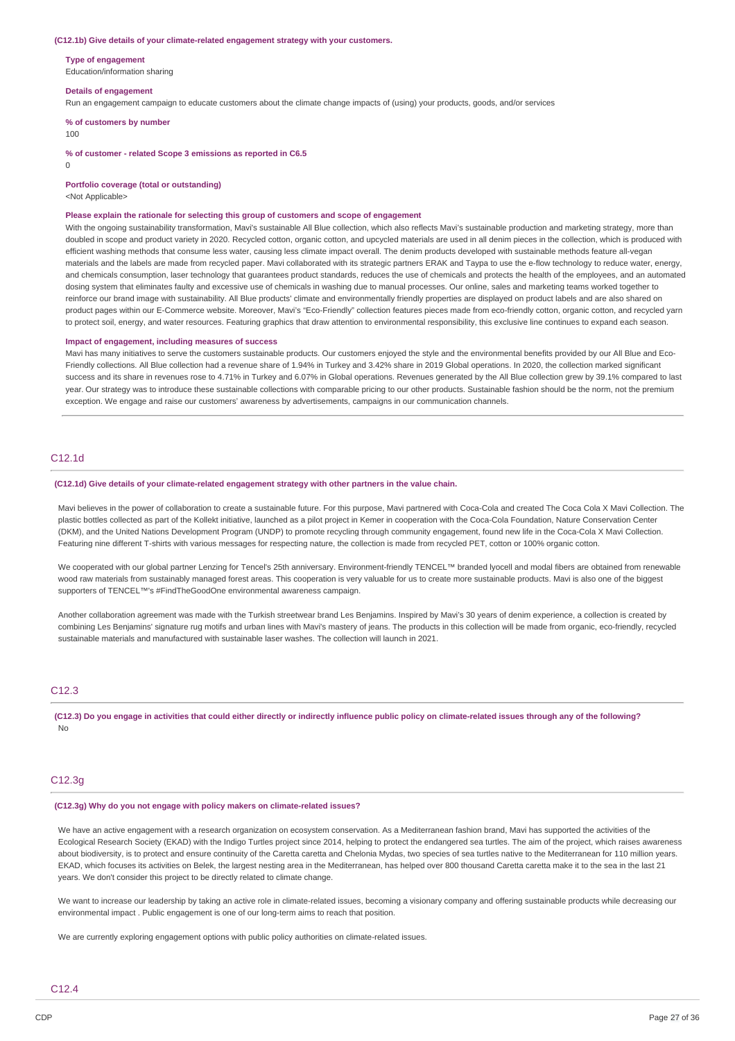**(C12.1b) Give details of your climate-related engagement strategy with your customers.**

**Type of engagement**
Education/information sharing

**Details of engagement**
Run an engagement campaign to educate customers about the climate change impacts of (using) your products, goods, and/or services

**% of customers by number**
100

**% of customer - related Scope 3 emissions as reported in C6.5**
0

**Portfolio coverage (total or outstanding)**
<Not Applicable>

**Please explain the rationale for selecting this group of customers and scope of engagement**
With the ongoing sustainability transformation, Mavi's sustainable All Blue collection, which also reflects Mavi's sustainable production and marketing strategy, more than doubled in scope and product variety in 2020. Recycled cotton, organic cotton, and upcycled materials are used in all denim pieces in the collection, which is produced with efficient washing methods that consume less water, causing less climate impact overall. The denim products developed with sustainable methods feature all-vegan materials and the labels are made from recycled paper. Mavi collaborated with its strategic partners ERAK and Taypa to use the e-flow technology to reduce water, energy, and chemicals consumption, laser technology that guarantees product standards, reduces the use of chemicals and protects the health of the employees, and an automated dosing system that eliminates faulty and excessive use of chemicals in washing due to manual processes. Our online, sales and marketing teams worked together to reinforce our brand image with sustainability. All Blue products' climate and environmentally friendly properties are displayed on product labels and are also shared on product pages within our E-Commerce website. Moreover, Mavi's "Eco-Friendly" collection features pieces made from eco-friendly cotton, organic cotton, and recycled yarn to protect soil, energy, and water resources. Featuring graphics that draw attention to environmental responsibility, this exclusive line continues to expand each season.

**Impact of engagement, including measures of success**
Mavi has many initiatives to serve the customers sustainable products. Our customers enjoyed the style and the environmental benefits provided by our All Blue and Eco-Friendly collections. All Blue collection had a revenue share of 1.94% in Turkey and 3.42% share in 2019 Global operations. In 2020, the collection marked significant success and its share in revenues rose to 4.71% in Turkey and 6.07% in Global operations. Revenues generated by the All Blue collection grew by 39.1% compared to last year. Our strategy was to introduce these sustainable collections with comparable pricing to our other products. Sustainable fashion should be the norm, not the premium exception. We engage and raise our customers' awareness by advertisements, campaigns in our communication channels.

## C12.1d

**(C12.1d) Give details of your climate-related engagement strategy with other partners in the value chain.**

Mavi believes in the power of collaboration to create a sustainable future. For this purpose, Mavi partnered with Coca-Cola and created The Coca Cola X Mavi Collection. The plastic bottles collected as part of the Kollekt initiative, launched as a pilot project in Kemer in cooperation with the Coca-Cola Foundation, Nature Conservation Center (DKM), and the United Nations Development Program (UNDP) to promote recycling through community engagement, found new life in the Coca-Cola X Mavi Collection. Featuring nine different T-shirts with various messages for respecting nature, the collection is made from recycled PET, cotton or 100% organic cotton.

We cooperated with our global partner Lenzing for Tencel's 25th anniversary. Environment-friendly TENCEL™ branded lyocell and modal fibers are obtained from renewable wood raw materials from sustainably managed forest areas. This cooperation is very valuable for us to create more sustainable products. Mavi is also one of the biggest supporters of TENCEL™'s #FindTheGoodOne environmental awareness campaign.

Another collaboration agreement was made with the Turkish streetwear brand Les Benjamins. Inspired by Mavi's 30 years of denim experience, a collection is created by combining Les Benjamins' signature rug motifs and urban lines with Mavi's mastery of jeans. The products in this collection will be made from organic, eco-friendly, recycled sustainable materials and manufactured with sustainable laser washes. The collection will launch in 2021.

## C12.3

**(C12.3) Do you engage in activities that could either directly or indirectly influence public policy on climate-related issues through any of the following?**
No

## C12.3g

**(C12.3g) Why do you not engage with policy makers on climate-related issues?**

We have an active engagement with a research organization on ecosystem conservation. As a Mediterranean fashion brand, Mavi has supported the activities of the Ecological Research Society (EKAD) with the Indigo Turtles project since 2014, helping to protect the endangered sea turtles. The aim of the project, which raises awareness about biodiversity, is to protect and ensure continuity of the Caretta caretta and Chelonia Mydas, two species of sea turtles native to the Mediterranean for 110 million years. EKAD, which focuses its activities on Belek, the largest nesting area in the Mediterranean, has helped over 800 thousand Caretta caretta make it to the sea in the last 21 years. We don't consider this project to be directly related to climate change.

We want to increase our leadership by taking an active role in climate-related issues, becoming a visionary company and offering sustainable products while decreasing our environmental impact . Public engagement is one of our long-term aims to reach that position.

We are currently exploring engagement options with public policy authorities on climate-related issues.

## C12.4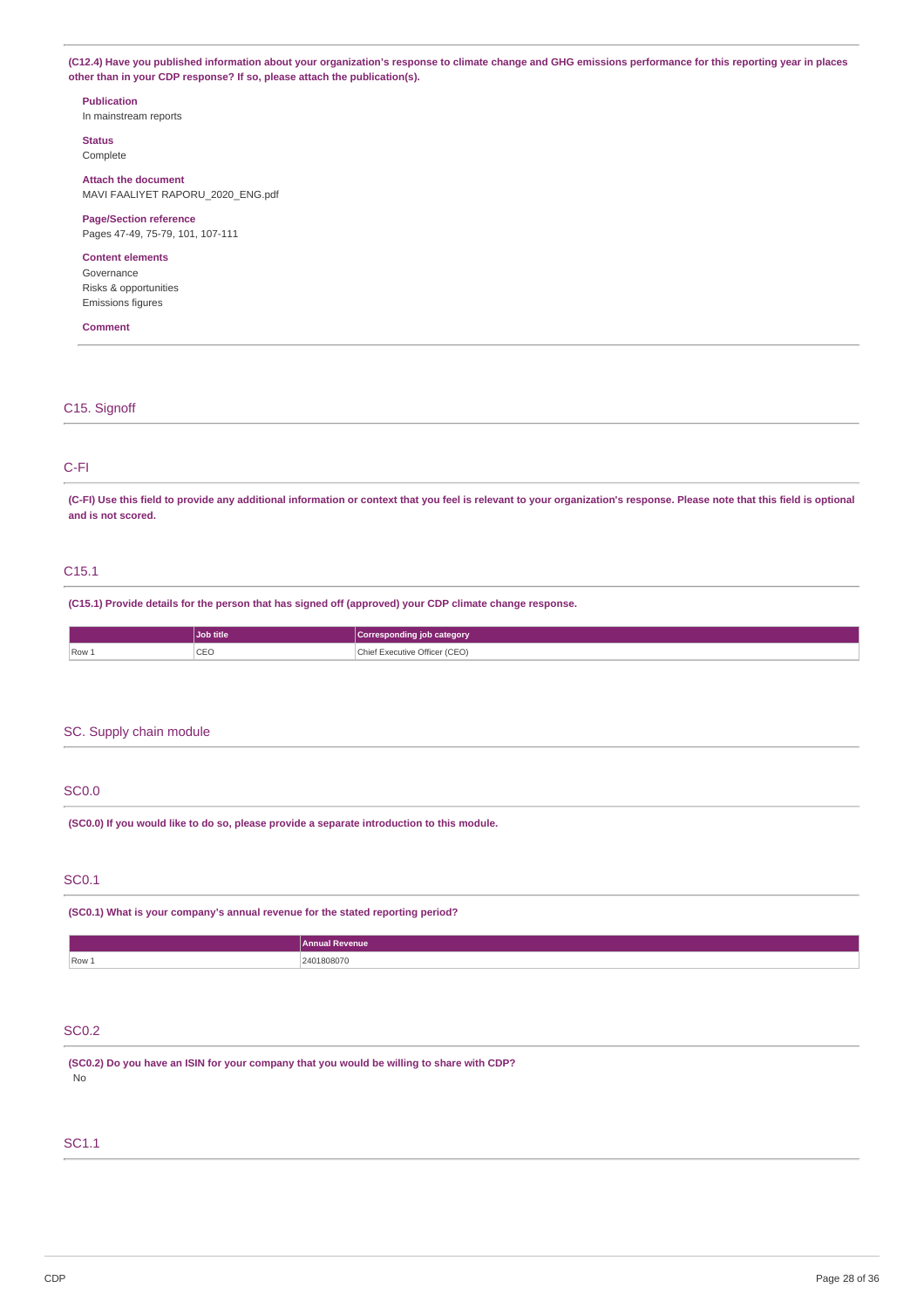**(C12.4) Have you published information about your organization's response to climate change and GHG emissions performance for this reporting year in places other than in your CDP response? If so, please attach the publication(s).**

**Publication**
In mainstream reports

**Status**
Complete

**Attach the document**
MAVI FAALIYET RAPORU_2020_ENG.pdf

**Page/Section reference**
Pages 47-49, 75-79, 101, 107-111

**Content elements**
Governance
Risks & opportunities
Emissions figures

**Comment**

## C15. Signoff

### C-FI

**(C-FI) Use this field to provide any additional information or context that you feel is relevant to your organization's response. Please note that this field is optional and is not scored.**

### C15.1

**(C15.1) Provide details for the person that has signed off (approved) your CDP climate change response.**

| | Job title | Corresponding job category |
|---|---|---|
| Row 1 | CEO | Chief Executive Officer (CEO) |

## SC. Supply chain module

### SC0.0

**(SC0.0) If you would like to do so, please provide a separate introduction to this module.**

### SC0.1

**(SC0.1) What is your company's annual revenue for the stated reporting period?**

| | Annual Revenue |
|---|---|
| Row 1 | 2401808070 |

### SC0.2

**(SC0.2) Do you have an ISIN for your company that you would be willing to share with CDP?**
No

### SC1.1